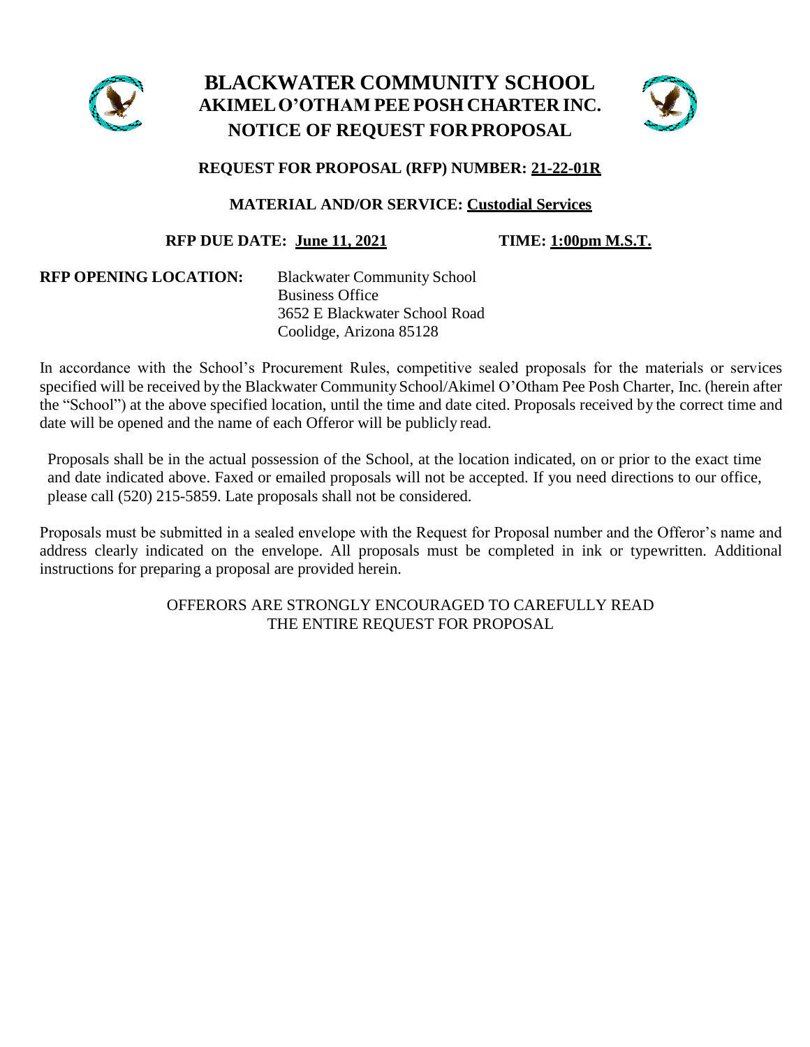# BLACKWATER COMMUNITY SCHOOL
## AKIMEL O'OTHAM PEE POSH CHARTER INC.
## NOTICE OF REQUEST FOR PROPOSAL

**REQUEST FOR PROPOSAL (RFP) NUMBER: 21-22-01R**

**MATERIAL AND/OR SERVICE: Custodial Services**

**RFP DUE DATE: June 11, 2021** **TIME: 1:00pm M.S.T.**

**RFP OPENING LOCATION:** Blackwater Community School
Business Office
3652 E Blackwater School Road
Coolidge, Arizona 85128

In accordance with the School's Procurement Rules, competitive sealed proposals for the materials or services specified will be received by the Blackwater Community School/Akimel O'Otham Pee Posh Charter, Inc. (herein after the "School") at the above specified location, until the time and date cited. Proposals received by the correct time and date will be opened and the name of each Offeror will be publicly read.

Proposals shall be in the actual possession of the School, at the location indicated, on or prior to the exact time and date indicated above. Faxed or emailed proposals will not be accepted. If you need directions to our office, please call (520) 215-5859. Late proposals shall not be considered.

Proposals must be submitted in a sealed envelope with the Request for Proposal number and the Offeror's name and address clearly indicated on the envelope. All proposals must be completed in ink or typewritten. Additional instructions for preparing a proposal are provided herein.

OFFERORS ARE STRONGLY ENCOURAGED TO CAREFULLY READ THE ENTIRE REQUEST FOR PROPOSAL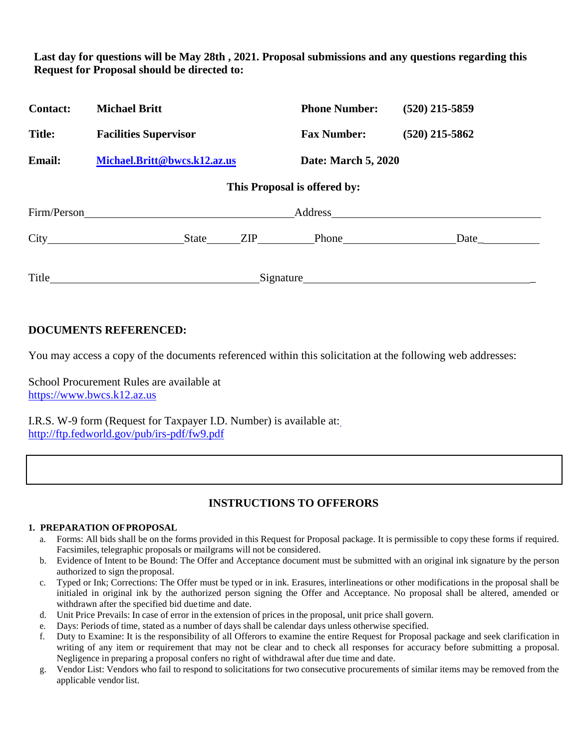**Last day for questions will be May 28th , 2021. Proposal submissions and any questions regarding this Request for Proposal should be directed to:**

| | | | |
|---|---|---|---|
| **Contact:** | **Michael Britt** | **Phone Number:** | **(520) 215-5859** |
| **Title:** | **Facilities Supervisor** | **Fax Number:** | **(520) 215-5862** |
| **Email:** | **[Michael.Britt@bwcs.k12.az.us](mailto:Michael.Britt@bwcs.k12.az.us)** | **Date: March 5, 2020** | |

**This Proposal is offered by:**

Firm/Person\_\_\_\_\_\_\_\_\_\_\_\_\_\_\_\_\_\_\_\_\_\_\_\_\_\_\_\_\_\_\_\_\_\_\_\_ Address\_\_\_\_\_\_\_\_\_\_\_\_\_\_\_\_\_\_\_\_\_\_\_\_\_\_\_\_\_\_\_\_\_\_\_\_

City\_\_\_\_\_\_\_\_\_\_\_\_\_\_\_\_\_\_\_\_\_\_ State\_\_\_\_\_ ZIP\_\_\_\_\_\_\_\_\_ Phone\_\_\_\_\_\_\_\_\_\_\_\_\_\_\_\_\_\_ Date\_\_\_\_\_\_\_\_\_\_

Title\_\_\_\_\_\_\_\_\_\_\_\_\_\_\_\_\_\_\_\_\_\_\_\_\_\_\_\_\_\_\_\_\_\_\_\_ Signature\_\_\_\_\_\_\_\_\_\_\_\_\_\_\_\_\_\_\_\_\_\_\_\_\_\_\_\_\_\_\_\_\_\_\_\_\_\_\_\_

## DOCUMENTS REFERENCED:

You may access a copy of the documents referenced within this solicitation at the following web addresses:

School Procurement Rules are available at
https://www.bwcs.k12.az.us

I.R.S. W-9 form (Request for Taxpayer I.D. Number) is available at:
http://ftp.fedworld.gov/pub/irs-pdf/fw9.pdf

## INSTRUCTIONS TO OFFERORS

### 1. PREPARATION OF PROPOSAL

a. Forms: All bids shall be on the forms provided in this Request for Proposal package. It is permissible to copy these forms if required. Facsimiles, telegraphic proposals or mailgrams will not be considered.

b. Evidence of Intent to be Bound: The Offer and Acceptance document must be submitted with an original ink signature by the person authorized to sign the proposal.

c. Typed or Ink; Corrections: The Offer must be typed or in ink. Erasures, interlineations or other modifications in the proposal shall be initialed in original ink by the authorized person signing the Offer and Acceptance. No proposal shall be altered, amended or withdrawn after the specified bid due time and date.

d. Unit Price Prevails: In case of error in the extension of prices in the proposal, unit price shall govern.

e. Days: Periods of time, stated as a number of days shall be calendar days unless otherwise specified.

f. Duty to Examine: It is the responsibility of all Offerors to examine the entire Request for Proposal package and seek clarification in writing of any item or requirement that may not be clear and to check all responses for accuracy before submitting a proposal. Negligence in preparing a proposal confers no right of withdrawal after due time and date.

g. Vendor List: Vendors who fail to respond to solicitations for two consecutive procurements of similar items may be removed from the applicable vendor list.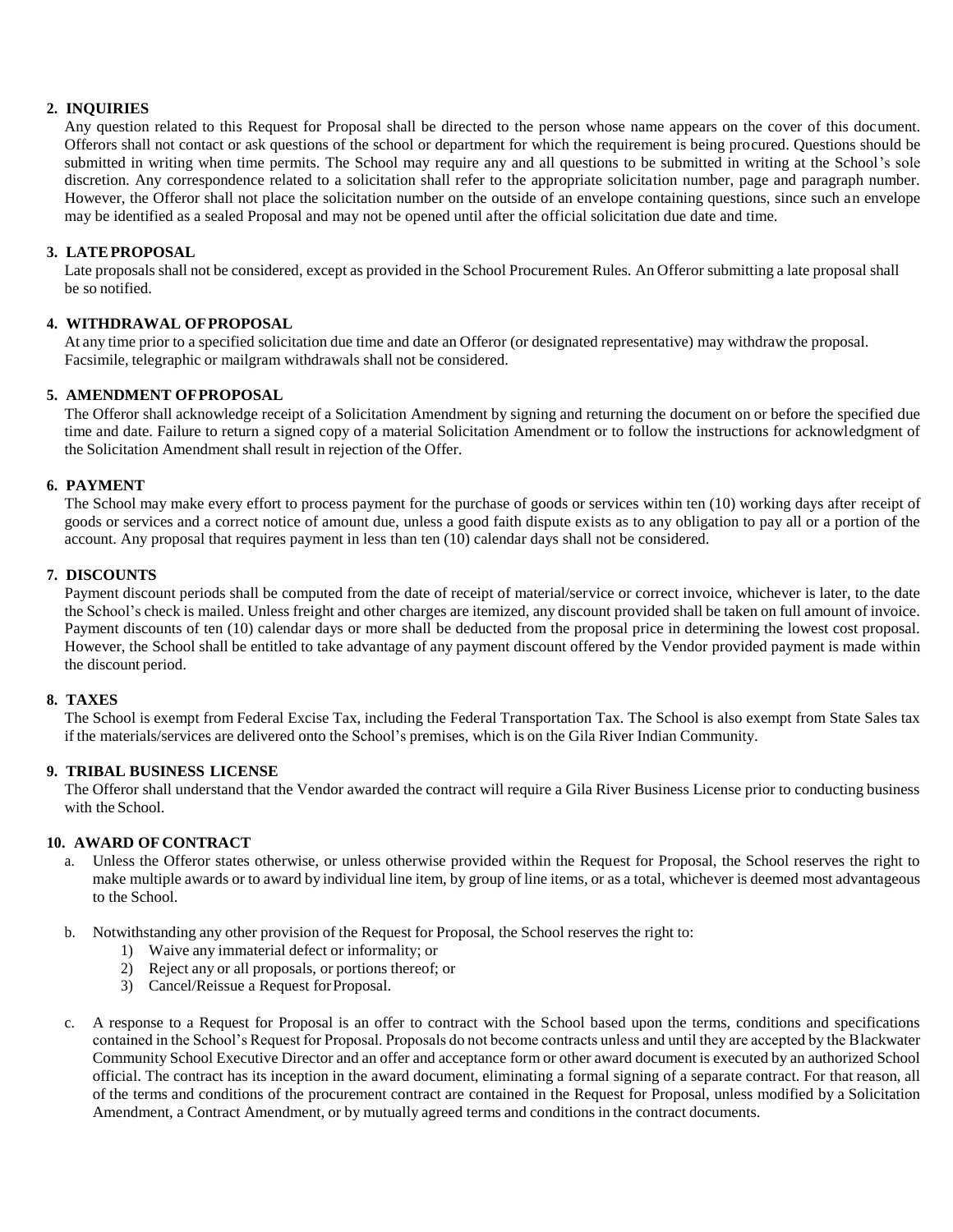**2. INQUIRIES**

Any question related to this Request for Proposal shall be directed to the person whose name appears on the cover of this document. Offerors shall not contact or ask questions of the school or department for which the requirement is being procured. Questions should be submitted in writing when time permits. The School may require any and all questions to be submitted in writing at the School's sole discretion. Any correspondence related to a solicitation shall refer to the appropriate solicitation number, page and paragraph number. However, the Offeror shall not place the solicitation number on the outside of an envelope containing questions, since such an envelope may be identified as a sealed Proposal and may not be opened until after the official solicitation due date and time.

**3. LATE PROPOSAL**

Late proposals shall not be considered, except as provided in the School Procurement Rules. An Offeror submitting a late proposal shall be so notified.

**4. WITHDRAWAL OF PROPOSAL**

At any time prior to a specified solicitation due time and date an Offeror (or designated representative) may withdraw the proposal. Facsimile, telegraphic or mailgram withdrawals shall not be considered.

**5. AMENDMENT OF PROPOSAL**

The Offeror shall acknowledge receipt of a Solicitation Amendment by signing and returning the document on or before the specified due time and date. Failure to return a signed copy of a material Solicitation Amendment or to follow the instructions for acknowledgment of the Solicitation Amendment shall result in rejection of the Offer.

**6. PAYMENT**

The School may make every effort to process payment for the purchase of goods or services within ten (10) working days after receipt of goods or services and a correct notice of amount due, unless a good faith dispute exists as to any obligation to pay all or a portion of the account. Any proposal that requires payment in less than ten (10) calendar days shall not be considered.

**7. DISCOUNTS**

Payment discount periods shall be computed from the date of receipt of material/service or correct invoice, whichever is later, to the date the School's check is mailed. Unless freight and other charges are itemized, any discount provided shall be taken on full amount of invoice. Payment discounts of ten (10) calendar days or more shall be deducted from the proposal price in determining the lowest cost proposal. However, the School shall be entitled to take advantage of any payment discount offered by the Vendor provided payment is made within the discount period.

**8. TAXES**

The School is exempt from Federal Excise Tax, including the Federal Transportation Tax. The School is also exempt from State Sales tax if the materials/services are delivered onto the School's premises, which is on the Gila River Indian Community.

**9. TRIBAL BUSINESS LICENSE**

The Offeror shall understand that the Vendor awarded the contract will require a Gila River Business License prior to conducting business with the School.

**10. AWARD OF CONTRACT**

a. Unless the Offeror states otherwise, or unless otherwise provided within the Request for Proposal, the School reserves the right to make multiple awards or to award by individual line item, by group of line items, or as a total, whichever is deemed most advantageous to the School.

b. Notwithstanding any other provision of the Request for Proposal, the School reserves the right to:
   1) Waive any immaterial defect or informality; or
   2) Reject any or all proposals, or portions thereof; or
   3) Cancel/Reissue a Request for Proposal.

c. A response to a Request for Proposal is an offer to contract with the School based upon the terms, conditions and specifications contained in the School's Request for Proposal. Proposals do not become contracts unless and until they are accepted by the Blackwater Community School Executive Director and an offer and acceptance form or other award document is executed by an authorized School official. The contract has its inception in the award document, eliminating a formal signing of a separate contract. For that reason, all of the terms and conditions of the procurement contract are contained in the Request for Proposal, unless modified by a Solicitation Amendment, a Contract Amendment, or by mutually agreed terms and conditions in the contract documents.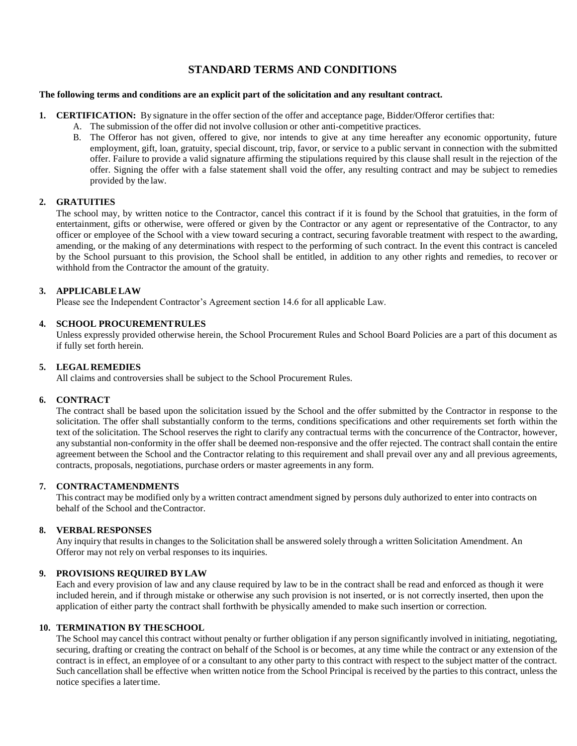# STANDARD TERMS AND CONDITIONS

**The following terms and conditions are an explicit part of the solicitation and any resultant contract.**

1. **CERTIFICATION:** By signature in the offer section of the offer and acceptance page, Bidder/Offeror certifies that:
   A. The submission of the offer did not involve collusion or other anti-competitive practices.
   B. The Offeror has not given, offered to give, nor intends to give at any time hereafter any economic opportunity, future employment, gift, loan, gratuity, special discount, trip, favor, or service to a public servant in connection with the submitted offer. Failure to provide a valid signature affirming the stipulations required by this clause shall result in the rejection of the offer. Signing the offer with a false statement shall void the offer, any resulting contract and may be subject to remedies provided by the law.

2. **GRATUITIES**
   The school may, by written notice to the Contractor, cancel this contract if it is found by the School that gratuities, in the form of entertainment, gifts or otherwise, were offered or given by the Contractor or any agent or representative of the Contractor, to any officer or employee of the School with a view toward securing a contract, securing favorable treatment with respect to the awarding, amending, or the making of any determinations with respect to the performing of such contract. In the event this contract is canceled by the School pursuant to this provision, the School shall be entitled, in addition to any other rights and remedies, to recover or withhold from the Contractor the amount of the gratuity.

3. **APPLICABLE LAW**
   Please see the Independent Contractor's Agreement section 14.6 for all applicable Law.

4. **SCHOOL PROCUREMENT RULES**
   Unless expressly provided otherwise herein, the School Procurement Rules and School Board Policies are a part of this document as if fully set forth herein.

5. **LEGAL REMEDIES**
   All claims and controversies shall be subject to the School Procurement Rules.

6. **CONTRACT**
   The contract shall be based upon the solicitation issued by the School and the offer submitted by the Contractor in response to the solicitation. The offer shall substantially conform to the terms, conditions specifications and other requirements set forth within the text of the solicitation. The School reserves the right to clarify any contractual terms with the concurrence of the Contractor, however, any substantial non-conformity in the offer shall be deemed non-responsive and the offer rejected. The contract shall contain the entire agreement between the School and the Contractor relating to this requirement and shall prevail over any and all previous agreements, contracts, proposals, negotiations, purchase orders or master agreements in any form.

7. **CONTRACT AMENDMENTS**
   This contract may be modified only by a written contract amendment signed by persons duly authorized to enter into contracts on behalf of the School and the Contractor.

8. **VERBAL RESPONSES**
   Any inquiry that results in changes to the Solicitation shall be answered solely through a written Solicitation Amendment. An Offeror may not rely on verbal responses to its inquiries.

9. **PROVISIONS REQUIRED BY LAW**
   Each and every provision of law and any clause required by law to be in the contract shall be read and enforced as though it were included herein, and if through mistake or otherwise any such provision is not inserted, or is not correctly inserted, then upon the application of either party the contract shall forthwith be physically amended to make such insertion or correction.

10. **TERMINATION BY THE SCHOOL**
    The School may cancel this contract without penalty or further obligation if any person significantly involved in initiating, negotiating, securing, drafting or creating the contract on behalf of the School is or becomes, at any time while the contract or any extension of the contract is in effect, an employee of or a consultant to any other party to this contract with respect to the subject matter of the contract. Such cancellation shall be effective when written notice from the School Principal is received by the parties to this contract, unless the notice specifies a later time.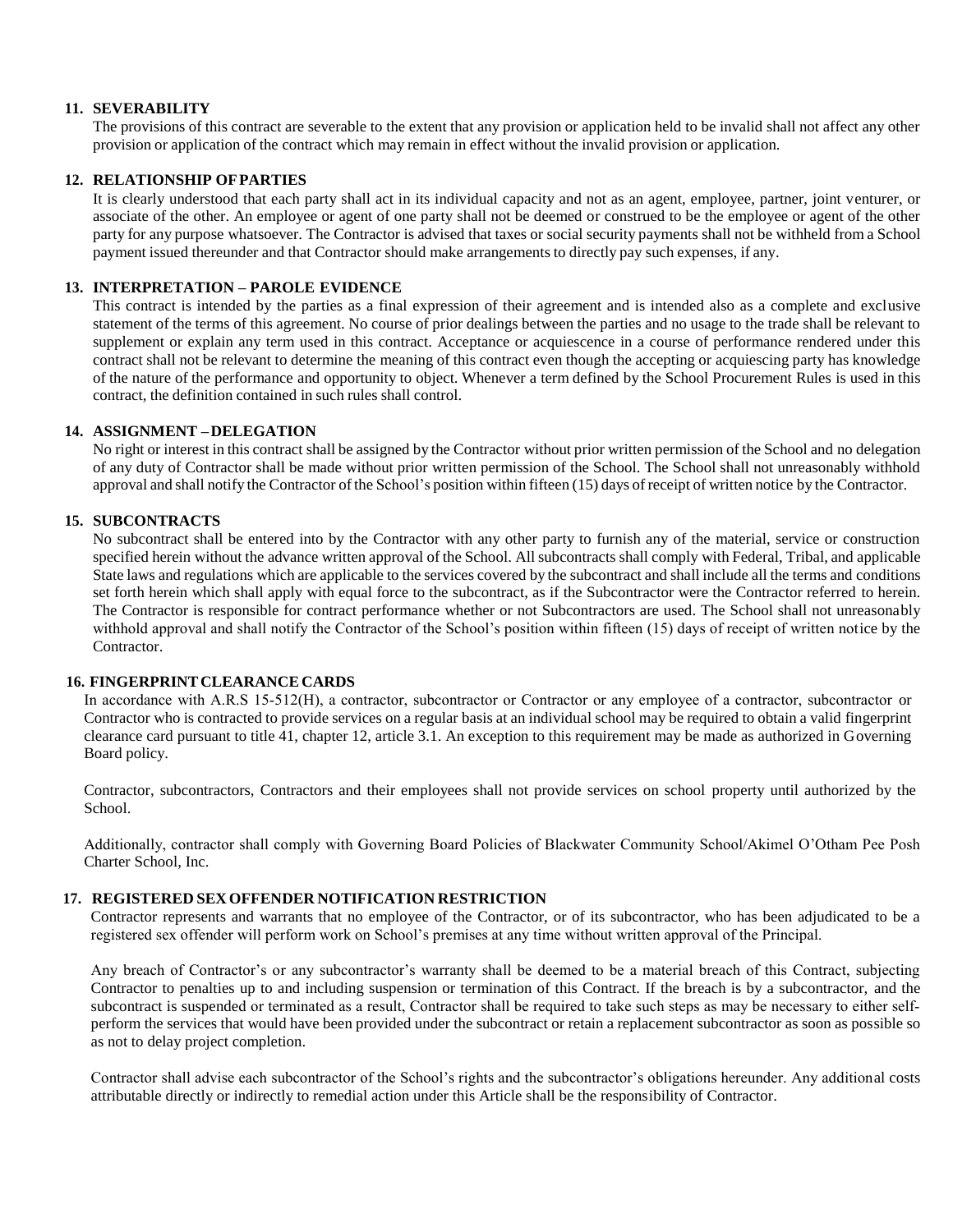## 11. SEVERABILITY

The provisions of this contract are severable to the extent that any provision or application held to be invalid shall not affect any other provision or application of the contract which may remain in effect without the invalid provision or application.

## 12. RELATIONSHIP OF PARTIES

It is clearly understood that each party shall act in its individual capacity and not as an agent, employee, partner, joint venturer, or associate of the other. An employee or agent of one party shall not be deemed or construed to be the employee or agent of the other party for any purpose whatsoever. The Contractor is advised that taxes or social security payments shall not be withheld from a School payment issued thereunder and that Contractor should make arrangements to directly pay such expenses, if any.

## 13. INTERPRETATION – PAROLE EVIDENCE

This contract is intended by the parties as a final expression of their agreement and is intended also as a complete and exclusive statement of the terms of this agreement. No course of prior dealings between the parties and no usage to the trade shall be relevant to supplement or explain any term used in this contract. Acceptance or acquiescence in a course of performance rendered under this contract shall not be relevant to determine the meaning of this contract even though the accepting or acquiescing party has knowledge of the nature of the performance and opportunity to object. Whenever a term defined by the School Procurement Rules is used in this contract, the definition contained in such rules shall control.

## 14. ASSIGNMENT – DELEGATION

No right or interest in this contract shall be assigned by the Contractor without prior written permission of the School and no delegation of any duty of Contractor shall be made without prior written permission of the School. The School shall not unreasonably withhold approval and shall notify the Contractor of the School's position within fifteen (15) days of receipt of written notice by the Contractor.

## 15. SUBCONTRACTS

No subcontract shall be entered into by the Contractor with any other party to furnish any of the material, service or construction specified herein without the advance written approval of the School. All subcontracts shall comply with Federal, Tribal, and applicable State laws and regulations which are applicable to the services covered by the subcontract and shall include all the terms and conditions set forth herein which shall apply with equal force to the subcontract, as if the Subcontractor were the Contractor referred to herein. The Contractor is responsible for contract performance whether or not Subcontractors are used. The School shall not unreasonably withhold approval and shall notify the Contractor of the School's position within fifteen (15) days of receipt of written notice by the Contractor.

## 16. FINGERPRINT CLEARANCE CARDS

In accordance with A.R.S 15-512(H), a contractor, subcontractor or Contractor or any employee of a contractor, subcontractor or Contractor who is contracted to provide services on a regular basis at an individual school may be required to obtain a valid fingerprint clearance card pursuant to title 41, chapter 12, article 3.1. An exception to this requirement may be made as authorized in Governing Board policy.

Contractor, subcontractors, Contractors and their employees shall not provide services on school property until authorized by the School.

Additionally, contractor shall comply with Governing Board Policies of Blackwater Community School/Akimel O'Otham Pee Posh Charter School, Inc.

## 17. REGISTERED SEX OFFENDER NOTIFICATION RESTRICTION

Contractor represents and warrants that no employee of the Contractor, or of its subcontractor, who has been adjudicated to be a registered sex offender will perform work on School's premises at any time without written approval of the Principal.

Any breach of Contractor's or any subcontractor's warranty shall be deemed to be a material breach of this Contract, subjecting Contractor to penalties up to and including suspension or termination of this Contract. If the breach is by a subcontractor, and the subcontract is suspended or terminated as a result, Contractor shall be required to take such steps as may be necessary to either self-perform the services that would have been provided under the subcontract or retain a replacement subcontractor as soon as possible so as not to delay project completion.

Contractor shall advise each subcontractor of the School's rights and the subcontractor's obligations hereunder. Any additional costs attributable directly or indirectly to remedial action under this Article shall be the responsibility of Contractor.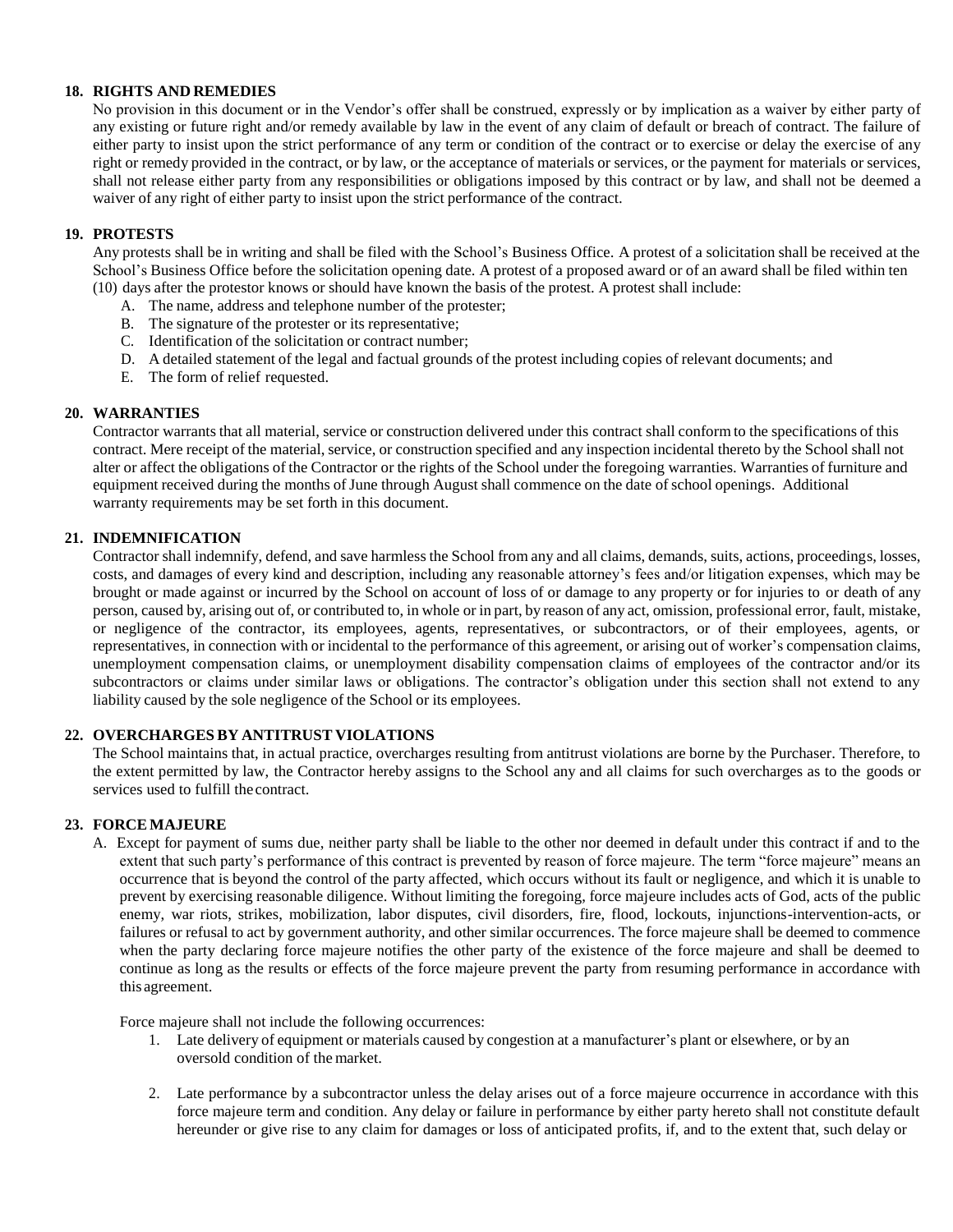## 18. RIGHTS AND REMEDIES

No provision in this document or in the Vendor's offer shall be construed, expressly or by implication as a waiver by either party of any existing or future right and/or remedy available by law in the event of any claim of default or breach of contract. The failure of either party to insist upon the strict performance of any term or condition of the contract or to exercise or delay the exercise of any right or remedy provided in the contract, or by law, or the acceptance of materials or services, or the payment for materials or services, shall not release either party from any responsibilities or obligations imposed by this contract or by law, and shall not be deemed a waiver of any right of either party to insist upon the strict performance of the contract.

## 19. PROTESTS

Any protests shall be in writing and shall be filed with the School's Business Office. A protest of a solicitation shall be received at the School's Business Office before the solicitation opening date. A protest of a proposed award or of an award shall be filed within ten (10) days after the protestor knows or should have known the basis of the protest. A protest shall include:

A. The name, address and telephone number of the protester;
B. The signature of the protester or its representative;
C. Identification of the solicitation or contract number;
D. A detailed statement of the legal and factual grounds of the protest including copies of relevant documents; and
E. The form of relief requested.

## 20. WARRANTIES

Contractor warrants that all material, service or construction delivered under this contract shall conform to the specifications of this contract. Mere receipt of the material, service, or construction specified and any inspection incidental thereto by the School shall not alter or affect the obligations of the Contractor or the rights of the School under the foregoing warranties. Warranties of furniture and equipment received during the months of June through August shall commence on the date of school openings. Additional warranty requirements may be set forth in this document.

## 21. INDEMNIFICATION

Contractor shall indemnify, defend, and save harmless the School from any and all claims, demands, suits, actions, proceedings, losses, costs, and damages of every kind and description, including any reasonable attorney's fees and/or litigation expenses, which may be brought or made against or incurred by the School on account of loss of or damage to any property or for injuries to or death of any person, caused by, arising out of, or contributed to, in whole or in part, by reason of any act, omission, professional error, fault, mistake, or negligence of the contractor, its employees, agents, representatives, or subcontractors, or of their employees, agents, or representatives, in connection with or incidental to the performance of this agreement, or arising out of worker's compensation claims, unemployment compensation claims, or unemployment disability compensation claims of employees of the contractor and/or its subcontractors or claims under similar laws or obligations. The contractor's obligation under this section shall not extend to any liability caused by the sole negligence of the School or its employees.

## 22. OVERCHARGES BY ANTITRUST VIOLATIONS

The School maintains that, in actual practice, overcharges resulting from antitrust violations are borne by the Purchaser. Therefore, to the extent permitted by law, the Contractor hereby assigns to the School any and all claims for such overcharges as to the goods or services used to fulfill the contract.

## 23. FORCE MAJEURE

A. Except for payment of sums due, neither party shall be liable to the other nor deemed in default under this contract if and to the extent that such party's performance of this contract is prevented by reason of force majeure. The term "force majeure" means an occurrence that is beyond the control of the party affected, which occurs without its fault or negligence, and which it is unable to prevent by exercising reasonable diligence. Without limiting the foregoing, force majeure includes acts of God, acts of the public enemy, war riots, strikes, mobilization, labor disputes, civil disorders, fire, flood, lockouts, injunctions-intervention-acts, or failures or refusal to act by government authority, and other similar occurrences. The force majeure shall be deemed to commence when the party declaring force majeure notifies the other party of the existence of the force majeure and shall be deemed to continue as long as the results or effects of the force majeure prevent the party from resuming performance in accordance with this agreement.

   Force majeure shall not include the following occurrences:

   1. Late delivery of equipment or materials caused by congestion at a manufacturer's plant or elsewhere, or by an oversold condition of the market.

   2. Late performance by a subcontractor unless the delay arises out of a force majeure occurrence in accordance with this force majeure term and condition. Any delay or failure in performance by either party hereto shall not constitute default hereunder or give rise to any claim for damages or loss of anticipated profits, if, and to the extent that, such delay or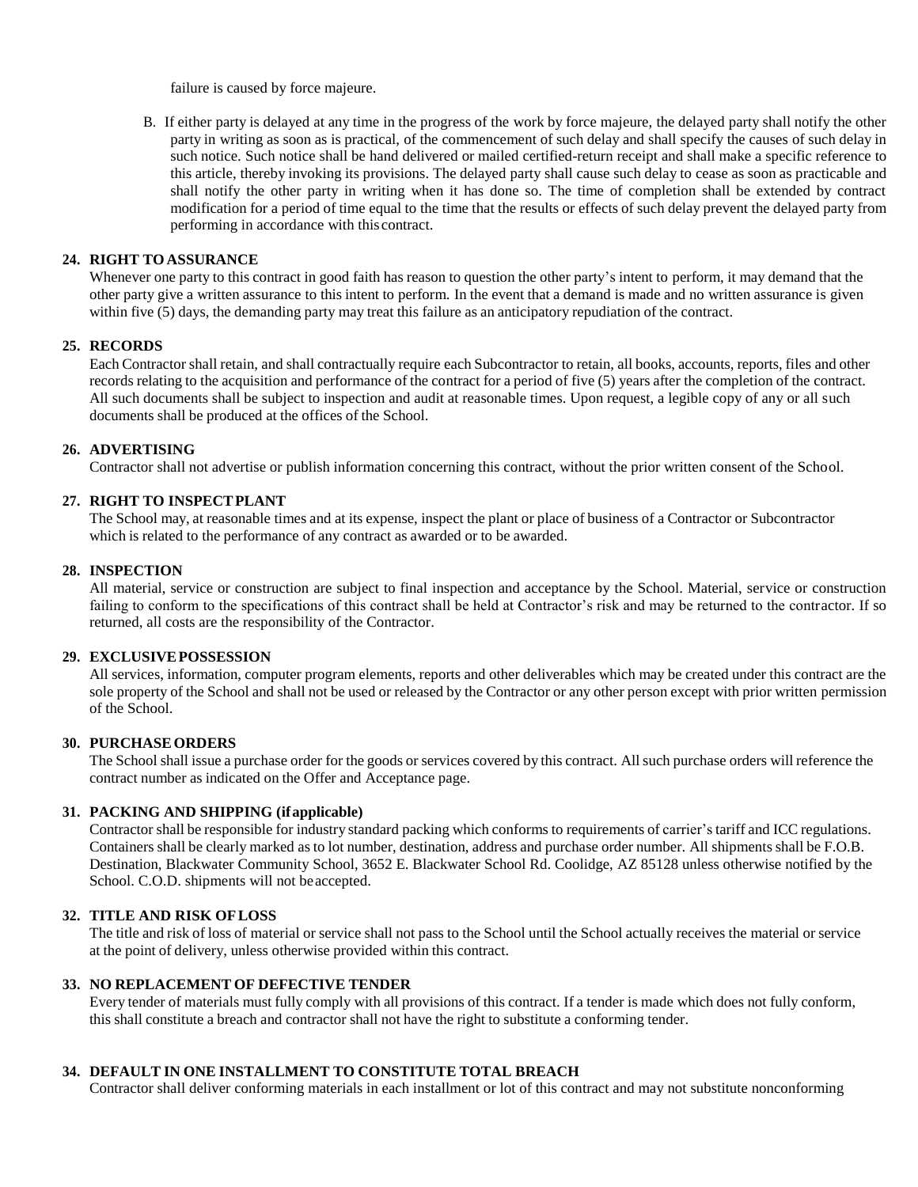failure is caused by force majeure.

B. If either party is delayed at any time in the progress of the work by force majeure, the delayed party shall notify the other party in writing as soon as is practical, of the commencement of such delay and shall specify the causes of such delay in such notice. Such notice shall be hand delivered or mailed certified-return receipt and shall make a specific reference to this article, thereby invoking its provisions. The delayed party shall cause such delay to cease as soon as practicable and shall notify the other party in writing when it has done so. The time of completion shall be extended by contract modification for a period of time equal to the time that the results or effects of such delay prevent the delayed party from performing in accordance with this contract.

**24. RIGHT TO ASSURANCE**

Whenever one party to this contract in good faith has reason to question the other party's intent to perform, it may demand that the other party give a written assurance to this intent to perform. In the event that a demand is made and no written assurance is given within five (5) days, the demanding party may treat this failure as an anticipatory repudiation of the contract.

**25. RECORDS**

Each Contractor shall retain, and shall contractually require each Subcontractor to retain, all books, accounts, reports, files and other records relating to the acquisition and performance of the contract for a period of five (5) years after the completion of the contract. All such documents shall be subject to inspection and audit at reasonable times. Upon request, a legible copy of any or all such documents shall be produced at the offices of the School.

**26. ADVERTISING**

Contractor shall not advertise or publish information concerning this contract, without the prior written consent of the School.

**27. RIGHT TO INSPECT PLANT**

The School may, at reasonable times and at its expense, inspect the plant or place of business of a Contractor or Subcontractor which is related to the performance of any contract as awarded or to be awarded.

**28. INSPECTION**

All material, service or construction are subject to final inspection and acceptance by the School. Material, service or construction failing to conform to the specifications of this contract shall be held at Contractor's risk and may be returned to the contractor. If so returned, all costs are the responsibility of the Contractor.

**29. EXCLUSIVE POSSESSION**

All services, information, computer program elements, reports and other deliverables which may be created under this contract are the sole property of the School and shall not be used or released by the Contractor or any other person except with prior written permission of the School.

**30. PURCHASE ORDERS**

The School shall issue a purchase order for the goods or services covered by this contract. All such purchase orders will reference the contract number as indicated on the Offer and Acceptance page.

**31. PACKING AND SHIPPING (if applicable)**

Contractor shall be responsible for industry standard packing which conforms to requirements of carrier's tariff and ICC regulations. Containers shall be clearly marked as to lot number, destination, address and purchase order number. All shipments shall be F.O.B. Destination, Blackwater Community School, 3652 E. Blackwater School Rd. Coolidge, AZ 85128 unless otherwise notified by the School. C.O.D. shipments will not be accepted.

**32. TITLE AND RISK OF LOSS**

The title and risk of loss of material or service shall not pass to the School until the School actually receives the material or service at the point of delivery, unless otherwise provided within this contract.

**33. NO REPLACEMENT OF DEFECTIVE TENDER**

Every tender of materials must fully comply with all provisions of this contract. If a tender is made which does not fully conform, this shall constitute a breach and contractor shall not have the right to substitute a conforming tender.

**34. DEFAULT IN ONE INSTALLMENT TO CONSTITUTE TOTAL BREACH**

Contractor shall deliver conforming materials in each installment or lot of this contract and may not substitute nonconforming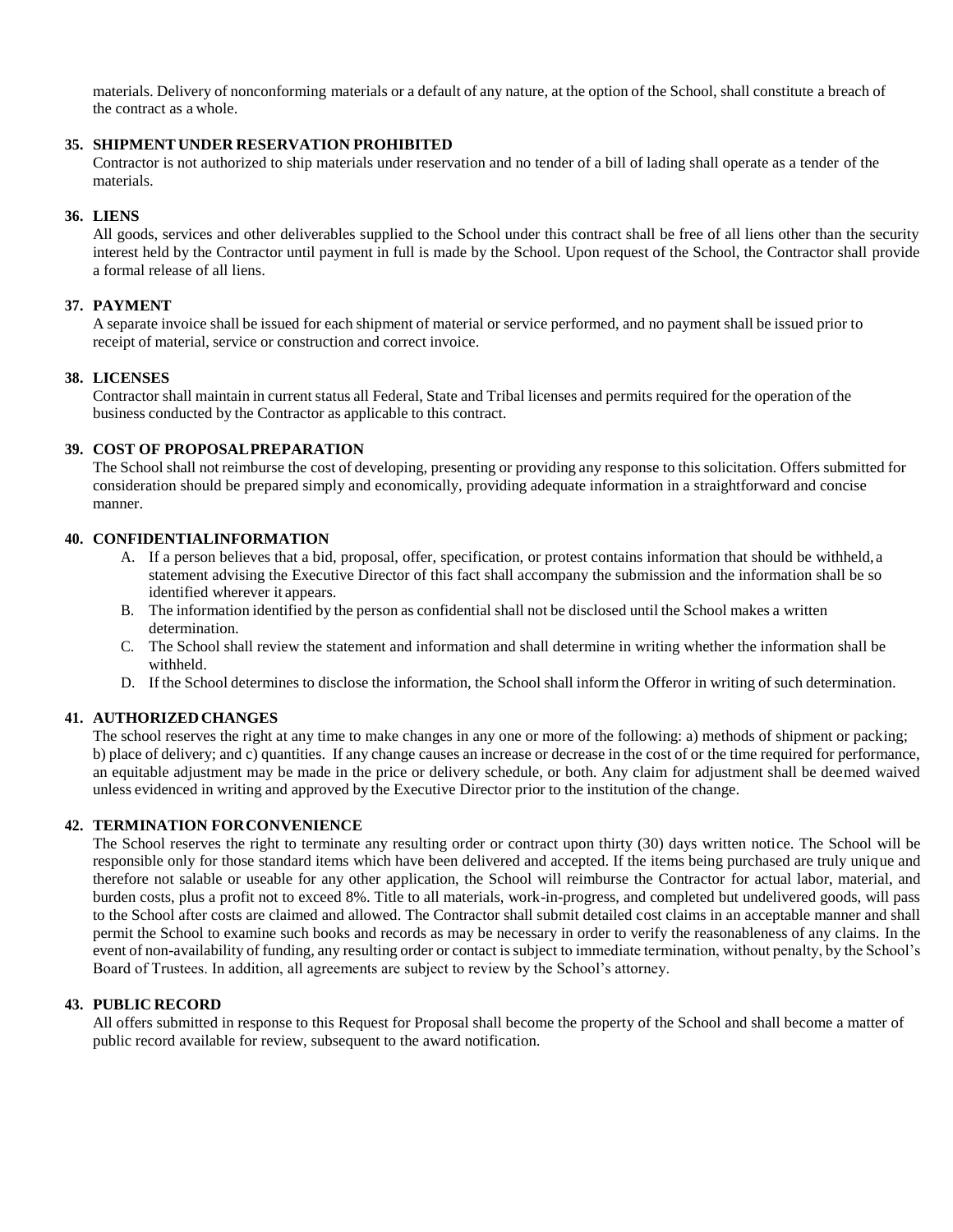materials. Delivery of nonconforming materials or a default of any nature, at the option of the School, shall constitute a breach of the contract as a whole.

**35. SHIPMENT UNDER RESERVATION PROHIBITED**

Contractor is not authorized to ship materials under reservation and no tender of a bill of lading shall operate as a tender of the materials.

**36. LIENS**

All goods, services and other deliverables supplied to the School under this contract shall be free of all liens other than the security interest held by the Contractor until payment in full is made by the School. Upon request of the School, the Contractor shall provide a formal release of all liens.

**37. PAYMENT**

A separate invoice shall be issued for each shipment of material or service performed, and no payment shall be issued prior to receipt of material, service or construction and correct invoice.

**38. LICENSES**

Contractor shall maintain in current status all Federal, State and Tribal licenses and permits required for the operation of the business conducted by the Contractor as applicable to this contract.

**39. COST OF PROPOSAL PREPARATION**

The School shall not reimburse the cost of developing, presenting or providing any response to this solicitation. Offers submitted for consideration should be prepared simply and economically, providing adequate information in a straightforward and concise manner.

**40. CONFIDENTIAL INFORMATION**

A. If a person believes that a bid, proposal, offer, specification, or protest contains information that should be withheld, a statement advising the Executive Director of this fact shall accompany the submission and the information shall be so identified wherever it appears.
B. The information identified by the person as confidential shall not be disclosed until the School makes a written determination.
C. The School shall review the statement and information and shall determine in writing whether the information shall be withheld.
D. If the School determines to disclose the information, the School shall inform the Offeror in writing of such determination.

**41. AUTHORIZED CHANGES**

The school reserves the right at any time to make changes in any one or more of the following: a) methods of shipment or packing; b) place of delivery; and c) quantities. If any change causes an increase or decrease in the cost of or the time required for performance, an equitable adjustment may be made in the price or delivery schedule, or both. Any claim for adjustment shall be deemed waived unless evidenced in writing and approved by the Executive Director prior to the institution of the change.

**42. TERMINATION FOR CONVENIENCE**

The School reserves the right to terminate any resulting order or contract upon thirty (30) days written notice. The School will be responsible only for those standard items which have been delivered and accepted. If the items being purchased are truly unique and therefore not salable or useable for any other application, the School will reimburse the Contractor for actual labor, material, and burden costs, plus a profit not to exceed 8%. Title to all materials, work-in-progress, and completed but undelivered goods, will pass to the School after costs are claimed and allowed. The Contractor shall submit detailed cost claims in an acceptable manner and shall permit the School to examine such books and records as may be necessary in order to verify the reasonableness of any claims. In the event of non-availability of funding, any resulting order or contact is subject to immediate termination, without penalty, by the School's Board of Trustees. In addition, all agreements are subject to review by the School's attorney.

**43. PUBLIC RECORD**

All offers submitted in response to this Request for Proposal shall become the property of the School and shall become a matter of public record available for review, subsequent to the award notification.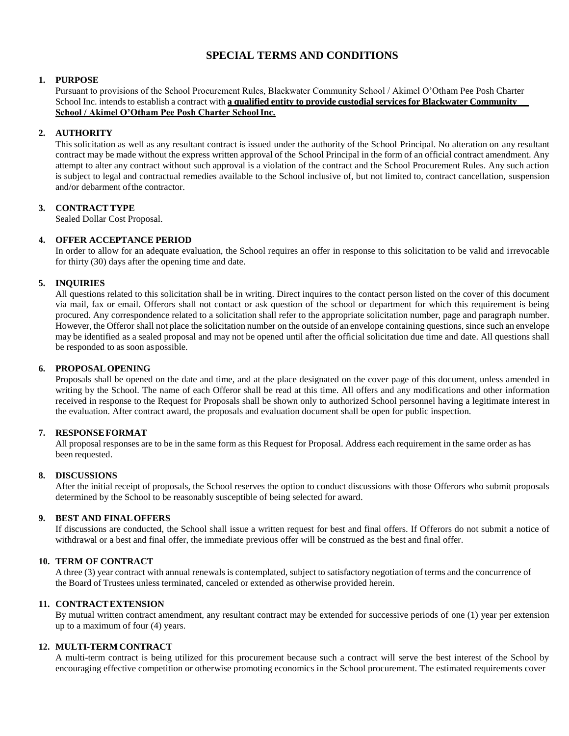# SPECIAL TERMS AND CONDITIONS

**1. PURPOSE**

Pursuant to provisions of the School Procurement Rules, Blackwater Community School / Akimel O'Otham Pee Posh Charter School Inc. intends to establish a contract with **a qualified entity to provide custodial services for Blackwater Community School / Akimel O'Otham Pee Posh Charter School Inc.**

**2. AUTHORITY**

This solicitation as well as any resultant contract is issued under the authority of the School Principal. No alteration on any resultant contract may be made without the express written approval of the School Principal in the form of an official contract amendment. Any attempt to alter any contract without such approval is a violation of the contract and the School Procurement Rules. Any such action is subject to legal and contractual remedies available to the School inclusive of, but not limited to, contract cancellation, suspension and/or debarment of the contractor.

**3. CONTRACT TYPE**

Sealed Dollar Cost Proposal.

**4. OFFER ACCEPTANCE PERIOD**

In order to allow for an adequate evaluation, the School requires an offer in response to this solicitation to be valid and irrevocable for thirty (30) days after the opening time and date.

**5. INQUIRIES**

All questions related to this solicitation shall be in writing. Direct inquires to the contact person listed on the cover of this document via mail, fax or email. Offerors shall not contact or ask question of the school or department for which this requirement is being procured. Any correspondence related to a solicitation shall refer to the appropriate solicitation number, page and paragraph number. However, the Offeror shall not place the solicitation number on the outside of an envelope containing questions, since such an envelope may be identified as a sealed proposal and may not be opened until after the official solicitation due time and date. All questions shall be responded to as soon as possible.

**6. PROPOSAL OPENING**

Proposals shall be opened on the date and time, and at the place designated on the cover page of this document, unless amended in writing by the School. The name of each Offeror shall be read at this time. All offers and any modifications and other information received in response to the Request for Proposals shall be shown only to authorized School personnel having a legitimate interest in the evaluation. After contract award, the proposals and evaluation document shall be open for public inspection.

**7. RESPONSE FORMAT**

All proposal responses are to be in the same form as this Request for Proposal. Address each requirement in the same order as has been requested.

**8. DISCUSSIONS**

After the initial receipt of proposals, the School reserves the option to conduct discussions with those Offerors who submit proposals determined by the School to be reasonably susceptible of being selected for award.

**9. BEST AND FINAL OFFERS**

If discussions are conducted, the School shall issue a written request for best and final offers. If Offerors do not submit a notice of withdrawal or a best and final offer, the immediate previous offer will be construed as the best and final offer.

**10. TERM OF CONTRACT**

A three (3) year contract with annual renewals is contemplated, subject to satisfactory negotiation of terms and the concurrence of the Board of Trustees unless terminated, canceled or extended as otherwise provided herein.

**11. CONTRACT EXTENSION**

By mutual written contract amendment, any resultant contract may be extended for successive periods of one (1) year per extension up to a maximum of four (4) years.

**12. MULTI-TERM CONTRACT**

A multi-term contract is being utilized for this procurement because such a contract will serve the best interest of the School by encouraging effective competition or otherwise promoting economics in the School procurement. The estimated requirements cover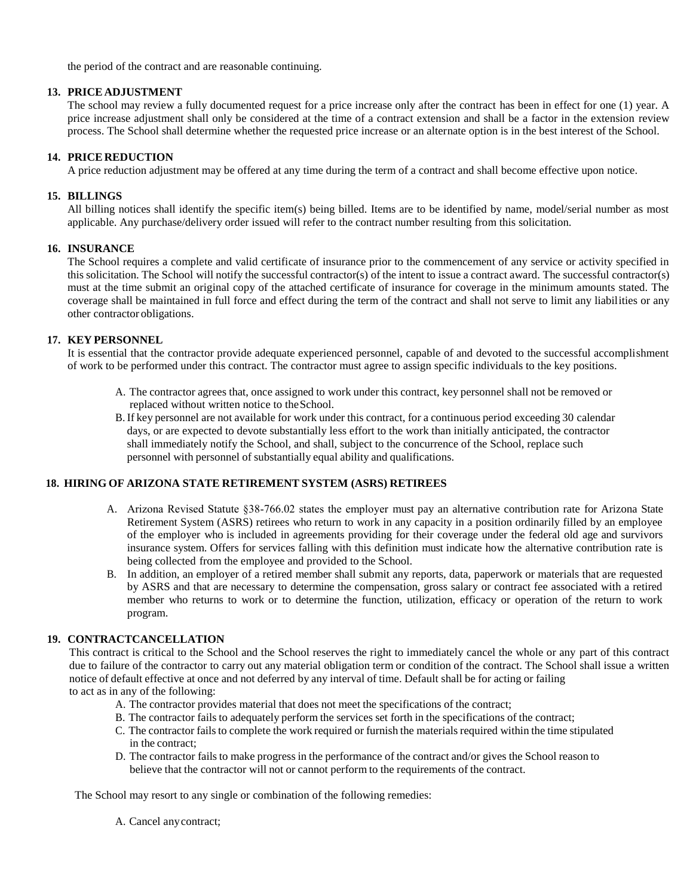the period of the contract and are reasonable continuing.

**13. PRICE ADJUSTMENT**

The school may review a fully documented request for a price increase only after the contract has been in effect for one (1) year. A price increase adjustment shall only be considered at the time of a contract extension and shall be a factor in the extension review process. The School shall determine whether the requested price increase or an alternate option is in the best interest of the School.

**14. PRICE REDUCTION**

A price reduction adjustment may be offered at any time during the term of a contract and shall become effective upon notice.

**15. BILLINGS**

All billing notices shall identify the specific item(s) being billed. Items are to be identified by name, model/serial number as most applicable. Any purchase/delivery order issued will refer to the contract number resulting from this solicitation.

**16. INSURANCE**

The School requires a complete and valid certificate of insurance prior to the commencement of any service or activity specified in this solicitation. The School will notify the successful contractor(s) of the intent to issue a contract award. The successful contractor(s) must at the time submit an original copy of the attached certificate of insurance for coverage in the minimum amounts stated. The coverage shall be maintained in full force and effect during the term of the contract and shall not serve to limit any liabilities or any other contractor obligations.

**17. KEY PERSONNEL**

It is essential that the contractor provide adequate experienced personnel, capable of and devoted to the successful accomplishment of work to be performed under this contract. The contractor must agree to assign specific individuals to the key positions.

A. The contractor agrees that, once assigned to work under this contract, key personnel shall not be removed or replaced without written notice to the School.

B. If key personnel are not available for work under this contract, for a continuous period exceeding 30 calendar days, or are expected to devote substantially less effort to the work than initially anticipated, the contractor shall immediately notify the School, and shall, subject to the concurrence of the School, replace such personnel with personnel of substantially equal ability and qualifications.

**18. HIRING OF ARIZONA STATE RETIREMENT SYSTEM (ASRS) RETIREES**

A. Arizona Revised Statute §38-766.02 states the employer must pay an alternative contribution rate for Arizona State Retirement System (ASRS) retirees who return to work in any capacity in a position ordinarily filled by an employee of the employer who is included in agreements providing for their coverage under the federal old age and survivors insurance system. Offers for services falling with this definition must indicate how the alternative contribution rate is being collected from the employee and provided to the School.

B. In addition, an employer of a retired member shall submit any reports, data, paperwork or materials that are requested by ASRS and that are necessary to determine the compensation, gross salary or contract fee associated with a retired member who returns to work or to determine the function, utilization, efficacy or operation of the return to work program.

**19. CONTRACTCANCELLATION**

This contract is critical to the School and the School reserves the right to immediately cancel the whole or any part of this contract due to failure of the contractor to carry out any material obligation term or condition of the contract. The School shall issue a written notice of default effective at once and not deferred by any interval of time. Default shall be for acting or failing to act as in any of the following:

A. The contractor provides material that does not meet the specifications of the contract;
B. The contractor fails to adequately perform the services set forth in the specifications of the contract;
C. The contractor fails to complete the work required or furnish the materials required within the time stipulated in the contract;
D. The contractor fails to make progress in the performance of the contract and/or gives the School reason to believe that the contractor will not or cannot perform to the requirements of the contract.

The School may resort to any single or combination of the following remedies:

A. Cancel any contract;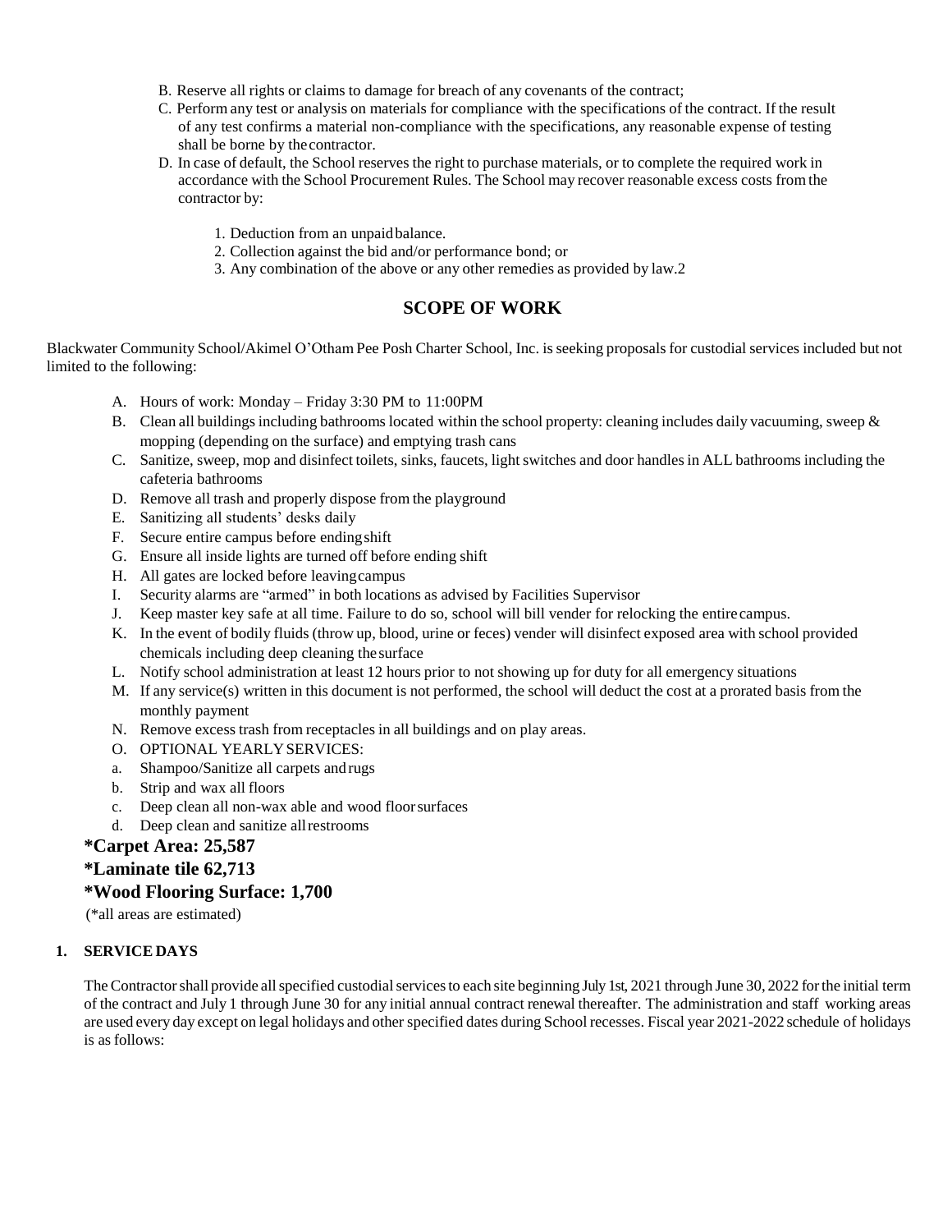B. Reserve all rights or claims to damage for breach of any covenants of the contract;

C. Perform any test or analysis on materials for compliance with the specifications of the contract. If the result of any test confirms a material non-compliance with the specifications, any reasonable expense of testing shall be borne by the contractor.

D. In case of default, the School reserves the right to purchase materials, or to complete the required work in accordance with the School Procurement Rules. The School may recover reasonable excess costs from the contractor by:

1. Deduction from an unpaid balance.
2. Collection against the bid and/or performance bond; or
3. Any combination of the above or any other remedies as provided by law.2

## SCOPE OF WORK

Blackwater Community School/Akimel O'Otham Pee Posh Charter School, Inc. is seeking proposals for custodial services included but not limited to the following:

A. Hours of work: Monday – Friday 3:30 PM to 11:00PM

B. Clean all buildings including bathrooms located within the school property: cleaning includes daily vacuuming, sweep & mopping (depending on the surface) and emptying trash cans

C. Sanitize, sweep, mop and disinfect toilets, sinks, faucets, light switches and door handles in ALL bathrooms including the cafeteria bathrooms

D. Remove all trash and properly dispose from the playground

E. Sanitizing all students' desks daily

F. Secure entire campus before ending shift

G. Ensure all inside lights are turned off before ending shift

H. All gates are locked before leaving campus

I. Security alarms are "armed" in both locations as advised by Facilities Supervisor

J. Keep master key safe at all time. Failure to do so, school will bill vender for relocking the entire campus.

K. In the event of bodily fluids (throw up, blood, urine or feces) vender will disinfect exposed area with school provided chemicals including deep cleaning the surface

L. Notify school administration at least 12 hours prior to not showing up for duty for all emergency situations

M. If any service(s) written in this document is not performed, the school will deduct the cost at a prorated basis from the monthly payment

N. Remove excess trash from receptacles in all buildings and on play areas.

O. OPTIONAL YEARLY SERVICES:

a. Shampoo/Sanitize all carpets and rugs

b. Strip and wax all floors

c. Deep clean all non-wax able and wood floor surfaces

d. Deep clean and sanitize all restrooms

**\*Carpet Area: 25,587**

**\*Laminate tile 62,713**

**\*Wood Flooring Surface: 1,700**

(\*all areas are estimated)

### 1. SERVICE DAYS

The Contractor shall provide all specified custodial services to each site beginning July 1st, 2021 through June 30, 2022 for the initial term of the contract and July 1 through June 30 for any initial annual contract renewal thereafter. The administration and staff working areas are used every day except on legal holidays and other specified dates during School recesses. Fiscal year 2021-2022 schedule of holidays is as follows: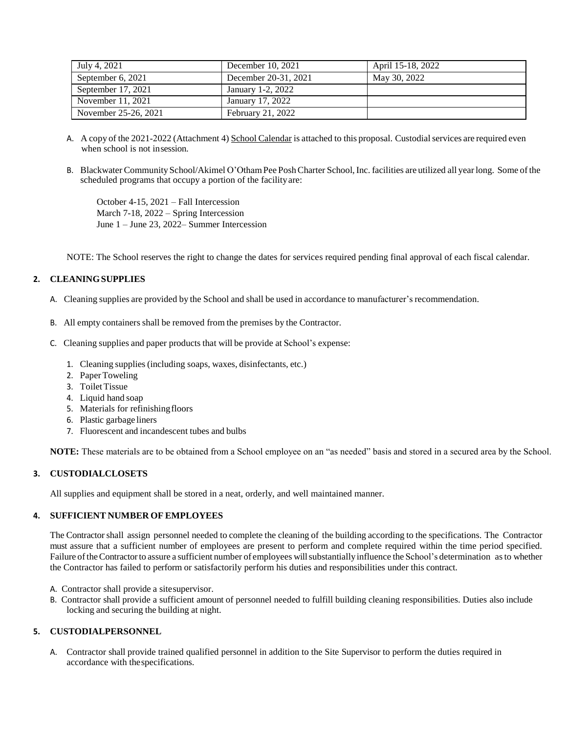| July 4, 2021 | December 10, 2021 | April 15-18, 2022 |
|---|---|---|
| September 6, 2021 | December 20-31, 2021 | May 30, 2022 |
| September 17, 2021 | January 1-2, 2022 | |
| November 11, 2021 | January 17, 2022 | |
| November 25-26, 2021 | February 21, 2022 | |

A. A copy of the 2021-2022 (Attachment 4) School Calendar is attached to this proposal. Custodial services are required even when school is not insession.

B. Blackwater Community School/Akimel O'Otham Pee Posh Charter School, Inc. facilities are utilized all year long. Some of the scheduled programs that occupy a portion of the facility are:

October 4-15, 2021 – Fall Intercession
March 7-18, 2022 – Spring Intercession
June 1 – June 23, 2022– Summer Intercession

NOTE: The School reserves the right to change the dates for services required pending final approval of each fiscal calendar.

## 2. CLEANING SUPPLIES

A. Cleaning supplies are provided by the School and shall be used in accordance to manufacturer's recommendation.

B. All empty containers shall be removed from the premises by the Contractor.

C. Cleaning supplies and paper products that will be provide at School's expense:

1. Cleaning supplies (including soaps, waxes, disinfectants, etc.)
2. Paper Toweling
3. Toilet Tissue
4. Liquid hand soap
5. Materials for refinishing floors
6. Plastic garbage liners
7. Fluorescent and incandescent tubes and bulbs

**NOTE:** These materials are to be obtained from a School employee on an "as needed" basis and stored in a secured area by the School.

## 3. CUSTODIALCLOSETS

All supplies and equipment shall be stored in a neat, orderly, and well maintained manner.

## 4. SUFFICIENT NUMBER OF EMPLOYEES

The Contractor shall assign personnel needed to complete the cleaning of the building according to the specifications. The Contractor must assure that a sufficient number of employees are present to perform and complete required within the time period specified. Failure of the Contractor to assure a sufficient number of employees will substantially influence the School's determination as to whether the Contractor has failed to perform or satisfactorily perform his duties and responsibilities under this contract.

A. Contractor shall provide a sitesupervisor.

B. Contractor shall provide a sufficient amount of personnel needed to fulfill building cleaning responsibilities. Duties also include locking and securing the building at night.

## 5. CUSTODIALPERSONNEL

A. Contractor shall provide trained qualified personnel in addition to the Site Supervisor to perform the duties required in accordance with thespecifications.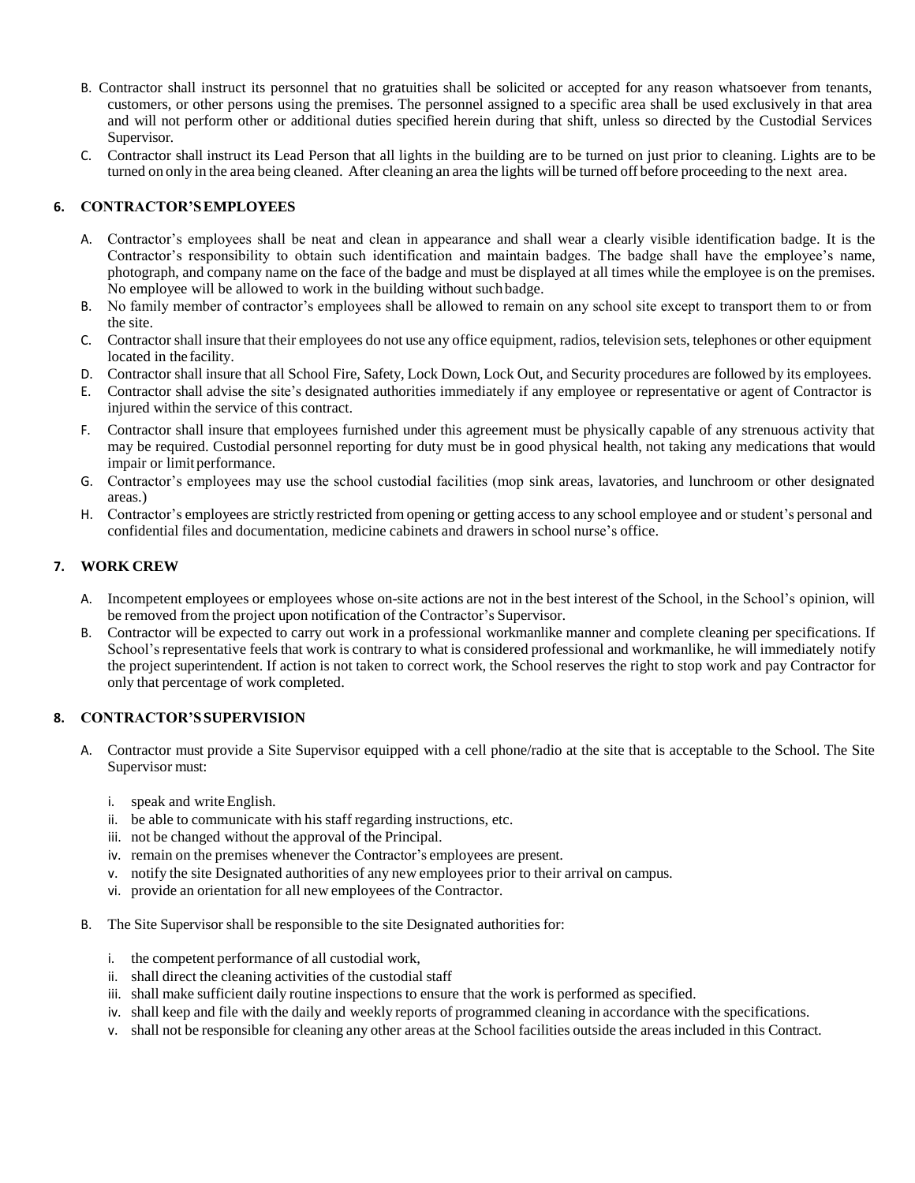B. Contractor shall instruct its personnel that no gratuities shall be solicited or accepted for any reason whatsoever from tenants, customers, or other persons using the premises. The personnel assigned to a specific area shall be used exclusively in that area and will not perform other or additional duties specified herein during that shift, unless so directed by the Custodial Services Supervisor.

C. Contractor shall instruct its Lead Person that all lights in the building are to be turned on just prior to cleaning. Lights are to be turned on only in the area being cleaned. After cleaning an area the lights will be turned off before proceeding to the next area.

## 6. CONTRACTOR'S EMPLOYEES

A. Contractor's employees shall be neat and clean in appearance and shall wear a clearly visible identification badge. It is the Contractor's responsibility to obtain such identification and maintain badges. The badge shall have the employee's name, photograph, and company name on the face of the badge and must be displayed at all times while the employee is on the premises. No employee will be allowed to work in the building without such badge.

B. No family member of contractor's employees shall be allowed to remain on any school site except to transport them to or from the site.

C. Contractor shall insure that their employees do not use any office equipment, radios, television sets, telephones or other equipment located in the facility.

D. Contractor shall insure that all School Fire, Safety, Lock Down, Lock Out, and Security procedures are followed by its employees.

E. Contractor shall advise the site's designated authorities immediately if any employee or representative or agent of Contractor is injured within the service of this contract.

F. Contractor shall insure that employees furnished under this agreement must be physically capable of any strenuous activity that may be required. Custodial personnel reporting for duty must be in good physical health, not taking any medications that would impair or limit performance.

G. Contractor's employees may use the school custodial facilities (mop sink areas, lavatories, and lunchroom or other designated areas.)

H. Contractor's employees are strictly restricted from opening or getting access to any school employee and or student's personal and confidential files and documentation, medicine cabinets and drawers in school nurse's office.

## 7. WORK CREW

A. Incompetent employees or employees whose on-site actions are not in the best interest of the School, in the School's opinion, will be removed from the project upon notification of the Contractor's Supervisor.

B. Contractor will be expected to carry out work in a professional workmanlike manner and complete cleaning per specifications. If School's representative feels that work is contrary to what is considered professional and workmanlike, he will immediately notify the project superintendent. If action is not taken to correct work, the School reserves the right to stop work and pay Contractor for only that percentage of work completed.

## 8. CONTRACTOR'S SUPERVISION

A. Contractor must provide a Site Supervisor equipped with a cell phone/radio at the site that is acceptable to the School. The Site Supervisor must:

  i. speak and write English.
  ii. be able to communicate with his staff regarding instructions, etc.
  iii. not be changed without the approval of the Principal.
  iv. remain on the premises whenever the Contractor's employees are present.
  v. notify the site Designated authorities of any new employees prior to their arrival on campus.
  vi. provide an orientation for all new employees of the Contractor.

B. The Site Supervisor shall be responsible to the site Designated authorities for:

  i. the competent performance of all custodial work,
  ii. shall direct the cleaning activities of the custodial staff
  iii. shall make sufficient daily routine inspections to ensure that the work is performed as specified.
  iv. shall keep and file with the daily and weekly reports of programmed cleaning in accordance with the specifications.
  v. shall not be responsible for cleaning any other areas at the School facilities outside the areas included in this Contract.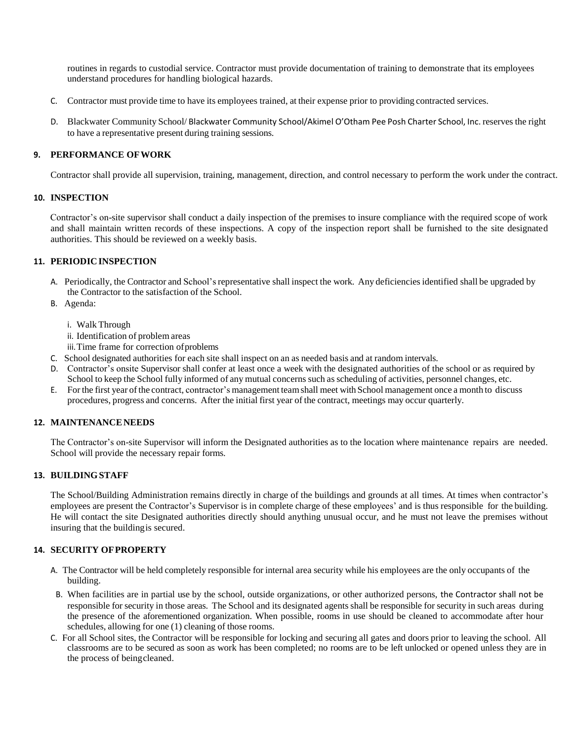routines in regards to custodial service. Contractor must provide documentation of training to demonstrate that its employees understand procedures for handling biological hazards.

C. Contractor must provide time to have its employees trained, at their expense prior to providing contracted services.

D. Blackwater Community School/ Blackwater Community School/Akimel O'Otham Pee Posh Charter School, Inc. reserves the right to have a representative present during training sessions.

**9. PERFORMANCE OF WORK**

Contractor shall provide all supervision, training, management, direction, and control necessary to perform the work under the contract.

**10. INSPECTION**

Contractor's on-site supervisor shall conduct a daily inspection of the premises to insure compliance with the required scope of work and shall maintain written records of these inspections. A copy of the inspection report shall be furnished to the site designated authorities. This should be reviewed on a weekly basis.

**11. PERIODIC INSPECTION**

A. Periodically, the Contractor and School's representative shall inspect the work. Any deficiencies identified shall be upgraded by the Contractor to the satisfaction of the School.

B. Agenda:

   i. Walk Through
   ii. Identification of problem areas
   iii. Time frame for correction of problems

C. School designated authorities for each site shall inspect on an as needed basis and at random intervals.

D. Contractor's onsite Supervisor shall confer at least once a week with the designated authorities of the school or as required by School to keep the School fully informed of any mutual concerns such as scheduling of activities, personnel changes, etc.

E. For the first year of the contract, contractor's management team shall meet with School management once a month to discuss procedures, progress and concerns. After the initial first year of the contract, meetings may occur quarterly.

**12. MAINTENANCE NEEDS**

The Contractor's on-site Supervisor will inform the Designated authorities as to the location where maintenance repairs are needed. School will provide the necessary repair forms.

**13. BUILDING STAFF**

The School/Building Administration remains directly in charge of the buildings and grounds at all times. At times when contractor's employees are present the Contractor's Supervisor is in complete charge of these employees' and is thus responsible for the building. He will contact the site Designated authorities directly should anything unusual occur, and he must not leave the premises without insuring that the building is secured.

**14. SECURITY OF PROPERTY**

A. The Contractor will be held completely responsible for internal area security while his employees are the only occupants of the building.

B. When facilities are in partial use by the school, outside organizations, or other authorized persons, the Contractor shall not be responsible for security in those areas. The School and its designated agents shall be responsible for security in such areas during the presence of the aforementioned organization. When possible, rooms in use should be cleaned to accommodate after hour schedules, allowing for one (1) cleaning of those rooms.

C. For all School sites, the Contractor will be responsible for locking and securing all gates and doors prior to leaving the school. All classrooms are to be secured as soon as work has been completed; no rooms are to be left unlocked or opened unless they are in the process of being cleaned.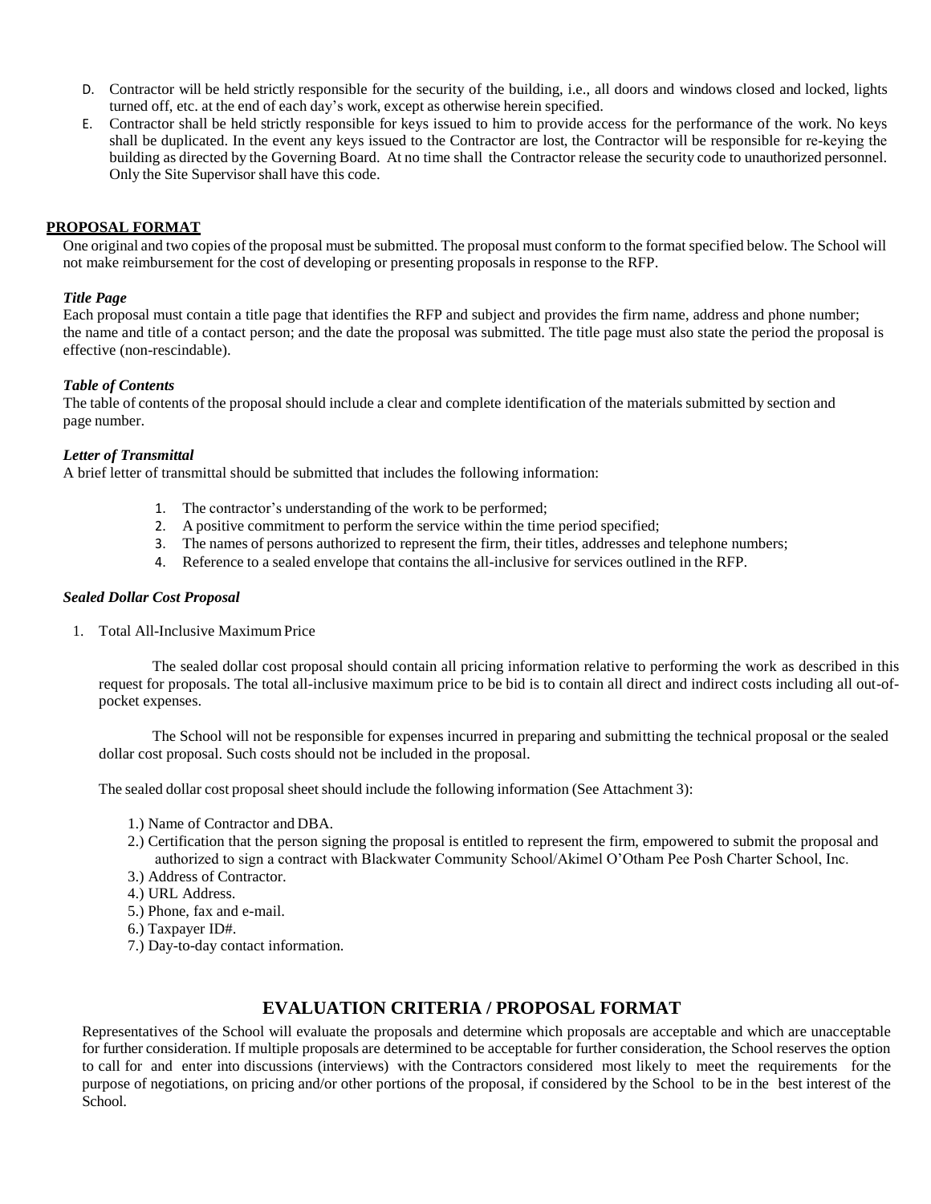D. Contractor will be held strictly responsible for the security of the building, i.e., all doors and windows closed and locked, lights turned off, etc. at the end of each day's work, except as otherwise herein specified.
E. Contractor shall be held strictly responsible for keys issued to him to provide access for the performance of the work. No keys shall be duplicated. In the event any keys issued to the Contractor are lost, the Contractor will be responsible for re-keying the building as directed by the Governing Board. At no time shall the Contractor release the security code to unauthorized personnel. Only the Site Supervisor shall have this code.

## PROPOSAL FORMAT

One original and two copies of the proposal must be submitted. The proposal must conform to the format specified below. The School will not make reimbursement for the cost of developing or presenting proposals in response to the RFP.

***Title Page***

Each proposal must contain a title page that identifies the RFP and subject and provides the firm name, address and phone number; the name and title of a contact person; and the date the proposal was submitted. The title page must also state the period the proposal is effective (non-rescindable).

***Table of Contents***

The table of contents of the proposal should include a clear and complete identification of the materials submitted by section and page number.

***Letter of Transmittal***

A brief letter of transmittal should be submitted that includes the following information:

1. The contractor's understanding of the work to be performed;
2. A positive commitment to perform the service within the time period specified;
3. The names of persons authorized to represent the firm, their titles, addresses and telephone numbers;
4. Reference to a sealed envelope that contains the all-inclusive for services outlined in the RFP.

***Sealed Dollar Cost Proposal***

1. Total All-Inclusive Maximum Price

The sealed dollar cost proposal should contain all pricing information relative to performing the work as described in this request for proposals. The total all-inclusive maximum price to be bid is to contain all direct and indirect costs including all out-of-pocket expenses.

The School will not be responsible for expenses incurred in preparing and submitting the technical proposal or the sealed dollar cost proposal. Such costs should not be included in the proposal.

The sealed dollar cost proposal sheet should include the following information (See Attachment 3):

1.) Name of Contractor and DBA.
2.) Certification that the person signing the proposal is entitled to represent the firm, empowered to submit the proposal and authorized to sign a contract with Blackwater Community School/Akimel O'Otham Pee Posh Charter School, Inc.
3.) Address of Contractor.
4.) URL Address.
5.) Phone, fax and e-mail.
6.) Taxpayer ID#.
7.) Day-to-day contact information.

## EVALUATION CRITERIA / PROPOSAL FORMAT

Representatives of the School will evaluate the proposals and determine which proposals are acceptable and which are unacceptable for further consideration. If multiple proposals are determined to be acceptable for further consideration, the School reserves the option to call for and enter into discussions (interviews) with the Contractors considered most likely to meet the requirements for the purpose of negotiations, on pricing and/or other portions of the proposal, if considered by the School to be in the best interest of the School.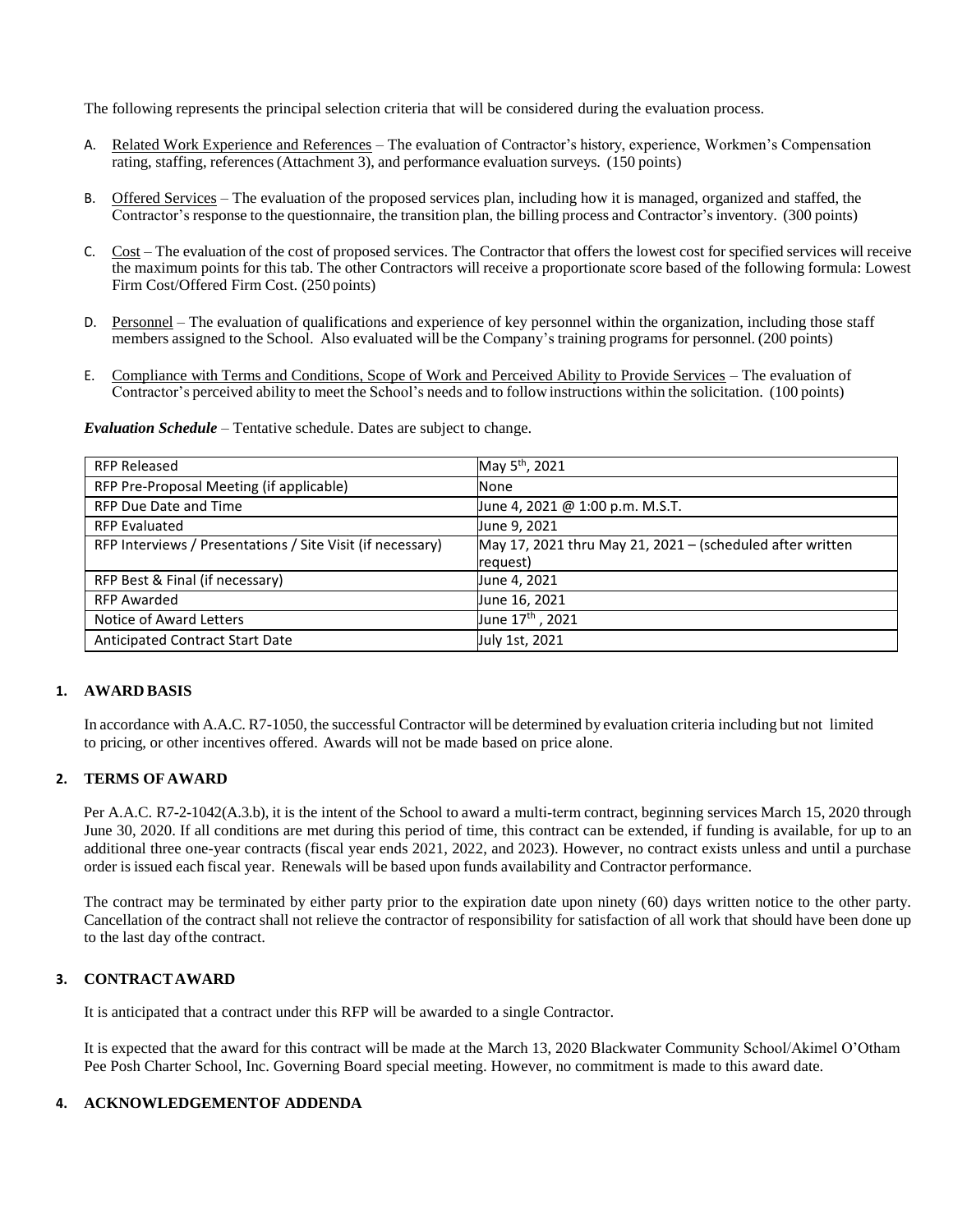The following represents the principal selection criteria that will be considered during the evaluation process.

A. Related Work Experience and References – The evaluation of Contractor's history, experience, Workmen's Compensation rating, staffing, references (Attachment 3), and performance evaluation surveys. (150 points)

B. Offered Services – The evaluation of the proposed services plan, including how it is managed, organized and staffed, the Contractor's response to the questionnaire, the transition plan, the billing process and Contractor's inventory. (300 points)

C. Cost – The evaluation of the cost of proposed services. The Contractor that offers the lowest cost for specified services will receive the maximum points for this tab. The other Contractors will receive a proportionate score based of the following formula: Lowest Firm Cost/Offered Firm Cost. (250 points)

D. Personnel – The evaluation of qualifications and experience of key personnel within the organization, including those staff members assigned to the School. Also evaluated will be the Company's training programs for personnel. (200 points)

E. Compliance with Terms and Conditions, Scope of Work and Perceived Ability to Provide Services – The evaluation of Contractor's perceived ability to meet the School's needs and to follow instructions within the solicitation. (100 points)

***Evaluation Schedule*** – Tentative schedule. Dates are subject to change.

| RFP Released | May 5th, 2021 |
|---|---|
| RFP Pre-Proposal Meeting (if applicable) | None |
| RFP Due Date and Time | June 4, 2021 @ 1:00 p.m. M.S.T. |
| RFP Evaluated | June 9, 2021 |
| RFP Interviews / Presentations / Site Visit (if necessary) | May 17, 2021 thru May 21, 2021 – (scheduled after written request) |
| RFP Best & Final (if necessary) | June 4, 2021 |
| RFP Awarded | June 16, 2021 |
| Notice of Award Letters | June 17th , 2021 |
| Anticipated Contract Start Date | July 1st, 2021 |

**1. AWARD BASIS**

In accordance with A.A.C. R7-1050, the successful Contractor will be determined by evaluation criteria including but not limited to pricing, or other incentives offered. Awards will not be made based on price alone.

**2. TERMS OF AWARD**

Per A.A.C. R7-2-1042(A.3.b), it is the intent of the School to award a multi-term contract, beginning services March 15, 2020 through June 30, 2020. If all conditions are met during this period of time, this contract can be extended, if funding is available, for up to an additional three one-year contracts (fiscal year ends 2021, 2022, and 2023). However, no contract exists unless and until a purchase order is issued each fiscal year. Renewals will be based upon funds availability and Contractor performance.

The contract may be terminated by either party prior to the expiration date upon ninety (60) days written notice to the other party. Cancellation of the contract shall not relieve the contractor of responsibility for satisfaction of all work that should have been done up to the last day of the contract.

**3. CONTRACT AWARD**

It is anticipated that a contract under this RFP will be awarded to a single Contractor.

It is expected that the award for this contract will be made at the March 13, 2020 Blackwater Community School/Akimel O'Otham Pee Posh Charter School, Inc. Governing Board special meeting. However, no commitment is made to this award date.

**4. ACKNOWLEDGEMENT OF ADDENDA**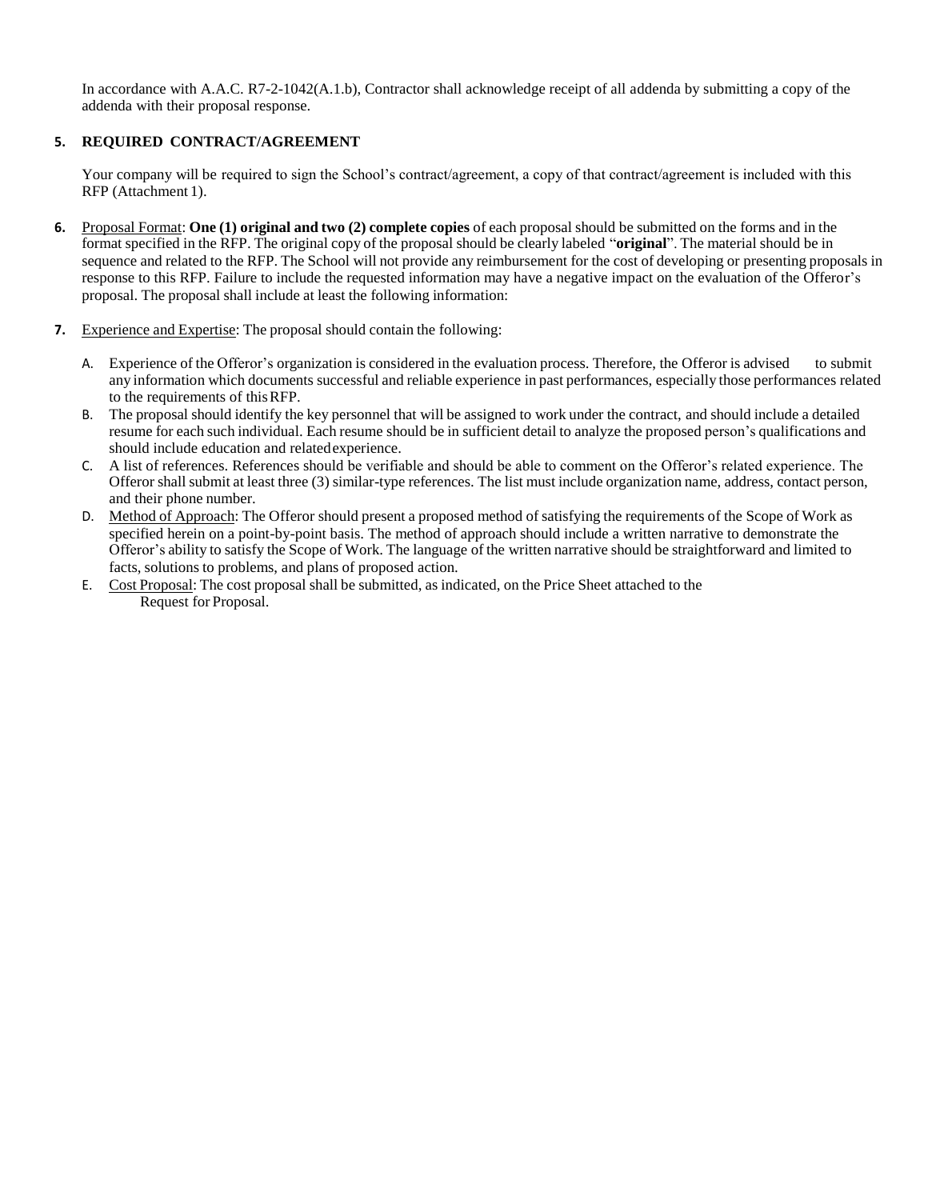In accordance with A.A.C. R7-2-1042(A.1.b), Contractor shall acknowledge receipt of all addenda by submitting a copy of the addenda with their proposal response.

**5. REQUIRED CONTRACT/AGREEMENT**

Your company will be required to sign the School's contract/agreement, a copy of that contract/agreement is included with this RFP (Attachment 1).

**6.** Proposal Format: **One (1) original and two (2) complete copies** of each proposal should be submitted on the forms and in the format specified in the RFP. The original copy of the proposal should be clearly labeled "**original**". The material should be in sequence and related to the RFP. The School will not provide any reimbursement for the cost of developing or presenting proposals in response to this RFP. Failure to include the requested information may have a negative impact on the evaluation of the Offeror's proposal. The proposal shall include at least the following information:

**7.** Experience and Expertise: The proposal should contain the following:

A. Experience of the Offeror's organization is considered in the evaluation process. Therefore, the Offeror is advised to submit any information which documents successful and reliable experience in past performances, especially those performances related to the requirements of this RFP.

B. The proposal should identify the key personnel that will be assigned to work under the contract, and should include a detailed resume for each such individual. Each resume should be in sufficient detail to analyze the proposed person's qualifications and should include education and related experience.

C. A list of references. References should be verifiable and should be able to comment on the Offeror's related experience. The Offeror shall submit at least three (3) similar-type references. The list must include organization name, address, contact person, and their phone number.

D. Method of Approach: The Offeror should present a proposed method of satisfying the requirements of the Scope of Work as specified herein on a point-by-point basis. The method of approach should include a written narrative to demonstrate the Offeror's ability to satisfy the Scope of Work. The language of the written narrative should be straightforward and limited to facts, solutions to problems, and plans of proposed action.

E. Cost Proposal: The cost proposal shall be submitted, as indicated, on the Price Sheet attached to the Request for Proposal.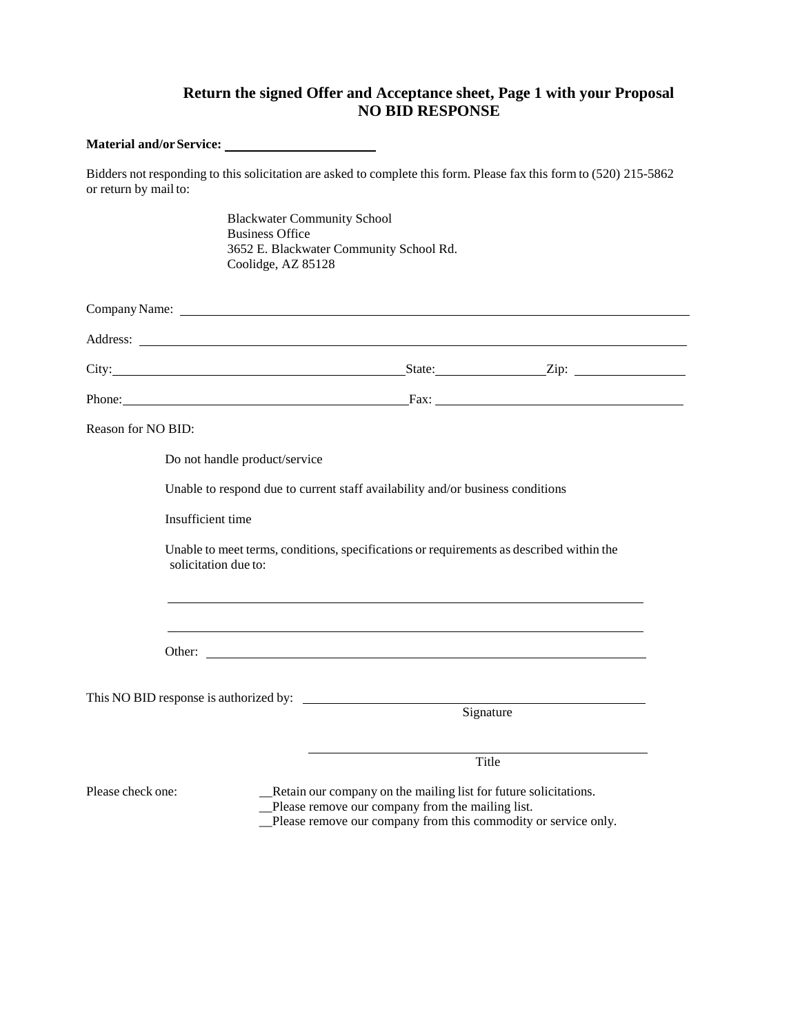## Return the signed Offer and Acceptance sheet, Page 1 with your Proposal
## NO BID RESPONSE

**Material and/or Service:** ______________________

Bidders not responding to this solicitation are asked to complete this form. Please fax this form to (520) 215-5862 or return by mail to:

Blackwater Community School
Business Office
3652 E. Blackwater Community School Rd.
Coolidge, AZ 85128

Company Name: ______________________________________________

Address: ______________________________________________

City: ______________________ State: ____________ Zip: ____________

Phone: ______________________ Fax: ______________________

Reason for NO BID:

Do not handle product/service

Unable to respond due to current staff availability and/or business conditions

Insufficient time

Unable to meet terms, conditions, specifications or requirements as described within the solicitation due to:

______________________________________________

______________________________________________

Other: ______________________________________________

This NO BID response is authorized by: ______________________________
Signature

______________________________
Title

Please check one:

__Retain our company on the mailing list for future solicitations.
__Please remove our company from the mailing list.
__Please remove our company from this commodity or service only.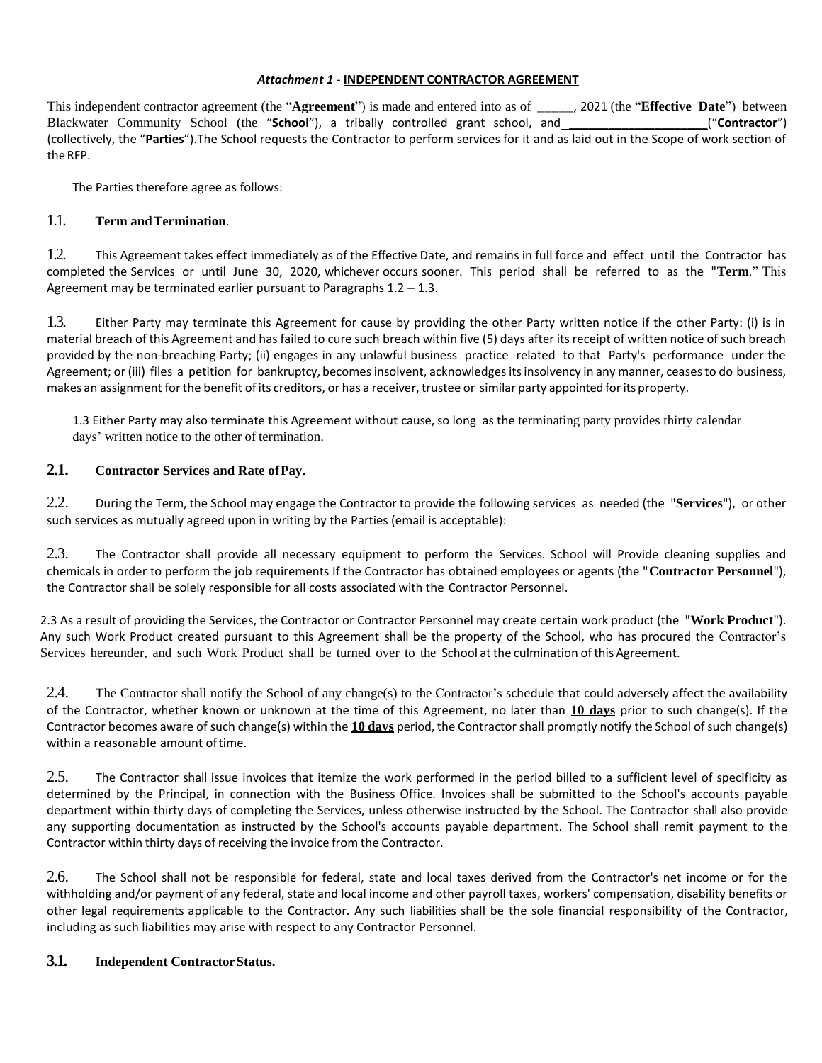***Attachment 1*** - **INDEPENDENT CONTRACTOR AGREEMENT**

This independent contractor agreement (the "**Agreement**") is made and entered into as of _____, 2021 (the "**Effective Date**") between Blackwater Community School (the "**School**"), a tribally controlled grant school, and_____________________("**Contractor**") (collectively, the "**Parties**").The School requests the Contractor to perform services for it and as laid out in the Scope of work section of the RFP.

The Parties therefore agree as follows:

1.1. **Term and Termination**.

1.2. This Agreement takes effect immediately as of the Effective Date, and remains in full force and effect until the Contractor has completed the Services or until June 30, 2020, whichever occurs sooner. This period shall be referred to as the "**Term**." This Agreement may be terminated earlier pursuant to Paragraphs 1.2 – 1.3.

1.3. Either Party may terminate this Agreement for cause by providing the other Party written notice if the other Party: (i) is in material breach of this Agreement and has failed to cure such breach within five (5) days after its receipt of written notice of such breach provided by the non-breaching Party; (ii) engages in any unlawful business practice related to that Party's performance under the Agreement; or (iii) files a petition for bankruptcy, becomes insolvent, acknowledges its insolvency in any manner, ceases to do business, makes an assignment for the benefit of its creditors, or has a receiver, trustee or similar party appointed for its property.

1.3 Either Party may also terminate this Agreement without cause, so long as the terminating party provides thirty calendar days' written notice to the other of termination.

**2.1. Contractor Services and Rate of Pay.**

2.2. During the Term, the School may engage the Contractor to provide the following services as needed (the "**Services**"), or other such services as mutually agreed upon in writing by the Parties (email is acceptable):

2.3. The Contractor shall provide all necessary equipment to perform the Services. School will Provide cleaning supplies and chemicals in order to perform the job requirements If the Contractor has obtained employees or agents (the "**Contractor Personnel**"), the Contractor shall be solely responsible for all costs associated with the Contractor Personnel.

2.3 As a result of providing the Services, the Contractor or Contractor Personnel may create certain work product (the "**Work Product**"). Any such Work Product created pursuant to this Agreement shall be the property of the School, who has procured the Contractor's Services hereunder, and such Work Product shall be turned over to the School at the culmination of this Agreement.

2.4. The Contractor shall notify the School of any change(s) to the Contractor's schedule that could adversely affect the availability of the Contractor, whether known or unknown at the time of this Agreement, no later than **10 days** prior to such change(s). If the Contractor becomes aware of such change(s) within the **10 days** period, the Contractor shall promptly notify the School of such change(s) within a reasonable amount of time.

2.5. The Contractor shall issue invoices that itemize the work performed in the period billed to a sufficient level of specificity as determined by the Principal, in connection with the Business Office. Invoices shall be submitted to the School's accounts payable department within thirty days of completing the Services, unless otherwise instructed by the School. The Contractor shall also provide any supporting documentation as instructed by the School's accounts payable department. The School shall remit payment to the Contractor within thirty days of receiving the invoice from the Contractor.

2.6. The School shall not be responsible for federal, state and local taxes derived from the Contractor's net income or for the withholding and/or payment of any federal, state and local income and other payroll taxes, workers' compensation, disability benefits or other legal requirements applicable to the Contractor. Any such liabilities shall be the sole financial responsibility of the Contractor, including as such liabilities may arise with respect to any Contractor Personnel.

**3.1. Independent Contractor Status.**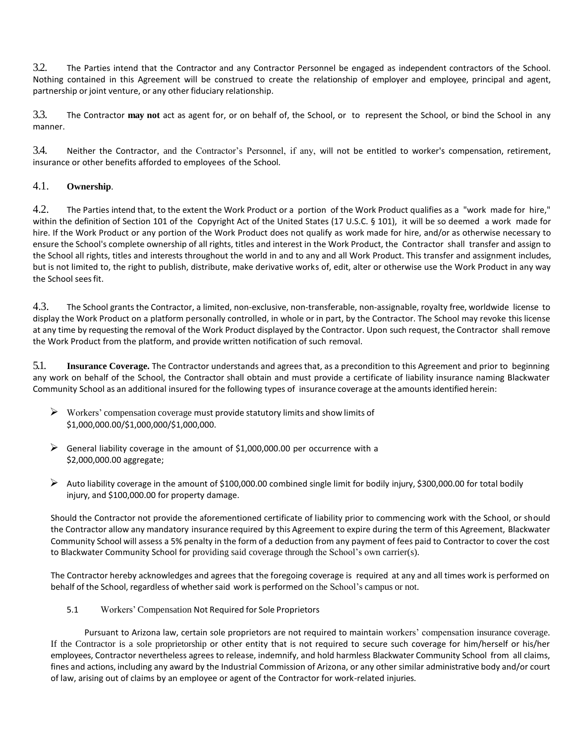3.2. The Parties intend that the Contractor and any Contractor Personnel be engaged as independent contractors of the School. Nothing contained in this Agreement will be construed to create the relationship of employer and employee, principal and agent, partnership or joint venture, or any other fiduciary relationship.

3.3. The Contractor **may not** act as agent for, or on behalf of, the School, or to represent the School, or bind the School in any manner.

3.4. Neither the Contractor, and the Contractor's Personnel, if any, will not be entitled to worker's compensation, retirement, insurance or other benefits afforded to employees of the School.

4.1. **Ownership**.

4.2. The Parties intend that, to the extent the Work Product or a portion of the Work Product qualifies as a "work made for hire," within the definition of Section 101 of the Copyright Act of the United States (17 U.S.C. § 101), it will be so deemed a work made for hire. If the Work Product or any portion of the Work Product does not qualify as work made for hire, and/or as otherwise necessary to ensure the School's complete ownership of all rights, titles and interest in the Work Product, the Contractor shall transfer and assign to the School all rights, titles and interests throughout the world in and to any and all Work Product. This transfer and assignment includes, but is not limited to, the right to publish, distribute, make derivative works of, edit, alter or otherwise use the Work Product in any way the School sees fit.

4.3. The School grants the Contractor, a limited, non-exclusive, non-transferable, non-assignable, royalty free, worldwide license to display the Work Product on a platform personally controlled, in whole or in part, by the Contractor. The School may revoke this license at any time by requesting the removal of the Work Product displayed by the Contractor. Upon such request, the Contractor shall remove the Work Product from the platform, and provide written notification of such removal.

5.1. **Insurance Coverage.** The Contractor understands and agrees that, as a precondition to this Agreement and prior to beginning any work on behalf of the School, the Contractor shall obtain and must provide a certificate of liability insurance naming Blackwater Community School as an additional insured for the following types of insurance coverage at the amounts identified herein:

- Workers' compensation coverage must provide statutory limits and show limits of $1,000,000.00/$1,000,000/$1,000,000.
- General liability coverage in the amount of $1,000,000.00 per occurrence with a $2,000,000.00 aggregate;
- Auto liability coverage in the amount of $100,000.00 combined single limit for bodily injury, $300,000.00 for total bodily injury, and $100,000.00 for property damage.

Should the Contractor not provide the aforementioned certificate of liability prior to commencing work with the School, or should the Contractor allow any mandatory insurance required by this Agreement to expire during the term of this Agreement, Blackwater Community School will assess a 5% penalty in the form of a deduction from any payment of fees paid to Contractor to cover the cost to Blackwater Community School for providing said coverage through the School's own carrier(s).

The Contractor hereby acknowledges and agrees that the foregoing coverage is required at any and all times work is performed on behalf of the School, regardless of whether said work is performed on the School's campus or not.

5.1 Workers' Compensation Not Required for Sole Proprietors

Pursuant to Arizona law, certain sole proprietors are not required to maintain workers' compensation insurance coverage. If the Contractor is a sole proprietorship or other entity that is not required to secure such coverage for him/herself or his/her employees, Contractor nevertheless agrees to release, indemnify, and hold harmless Blackwater Community School from all claims, fines and actions, including any award by the Industrial Commission of Arizona, or any other similar administrative body and/or court of law, arising out of claims by an employee or agent of the Contractor for work-related injuries.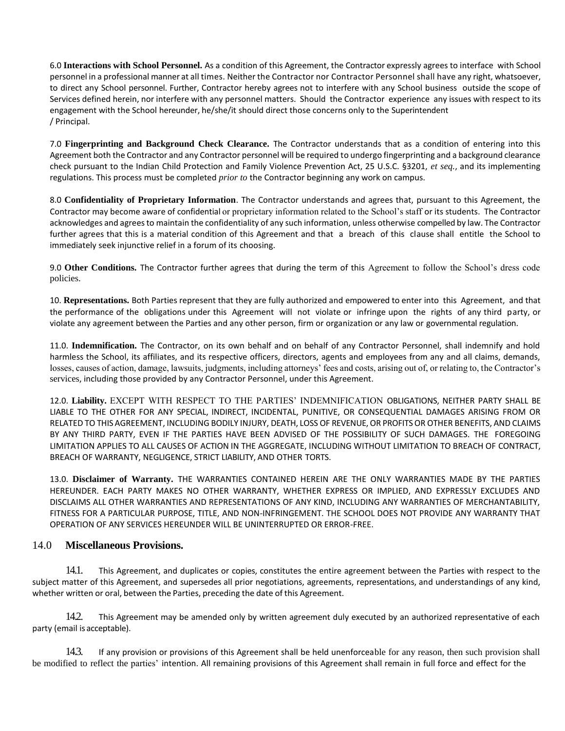6.0 **Interactions with School Personnel.** As a condition of this Agreement, the Contractor expressly agrees to interface with School personnel in a professional manner at all times. Neither the Contractor nor Contractor Personnel shall have any right, whatsoever, to direct any School personnel. Further, Contractor hereby agrees not to interfere with any School business outside the scope of Services defined herein, nor interfere with any personnel matters. Should the Contractor experience any issues with respect to its engagement with the School hereunder, he/she/it should direct those concerns only to the Superintendent / Principal.

7.0 **Fingerprinting and Background Check Clearance.** The Contractor understands that as a condition of entering into this Agreement both the Contractor and any Contractor personnel will be required to undergo fingerprinting and a background clearance check pursuant to the Indian Child Protection and Family Violence Prevention Act, 25 U.S.C. §3201, *et seq.*, and its implementing regulations. This process must be completed *prior to* the Contractor beginning any work on campus.

8.0 **Confidentiality of Proprietary Information**. The Contractor understands and agrees that, pursuant to this Agreement, the Contractor may become aware of confidential or proprietary information related to the School's staff or its students. The Contractor acknowledges and agrees to maintain the confidentiality of any such information, unless otherwise compelled by law. The Contractor further agrees that this is a material condition of this Agreement and that a breach of this clause shall entitle the School to immediately seek injunctive relief in a forum of its choosing.

9.0 **Other Conditions.** The Contractor further agrees that during the term of this Agreement to follow the School's dress code policies.

10. **Representations.** Both Parties represent that they are fully authorized and empowered to enter into this Agreement, and that the performance of the obligations under this Agreement will not violate or infringe upon the rights of any third party, or violate any agreement between the Parties and any other person, firm or organization or any law or governmental regulation.

11.0. **Indemnification.** The Contractor, on its own behalf and on behalf of any Contractor Personnel, shall indemnify and hold harmless the School, its affiliates, and its respective officers, directors, agents and employees from any and all claims, demands, losses, causes of action, damage, lawsuits, judgments, including attorneys' fees and costs, arising out of, or relating to, the Contractor's services, including those provided by any Contractor Personnel, under this Agreement.

12.0. **Liability.** EXCEPT WITH RESPECT TO THE PARTIES' INDEMNIFICATION OBLIGATIONS, NEITHER PARTY SHALL BE LIABLE TO THE OTHER FOR ANY SPECIAL, INDIRECT, INCIDENTAL, PUNITIVE, OR CONSEQUENTIAL DAMAGES ARISING FROM OR RELATED TO THIS AGREEMENT, INCLUDING BODILY INJURY, DEATH, LOSS OF REVENUE, OR PROFITS OR OTHER BENEFITS, AND CLAIMS BY ANY THIRD PARTY, EVEN IF THE PARTIES HAVE BEEN ADVISED OF THE POSSIBILITY OF SUCH DAMAGES. THE FOREGOING LIMITATION APPLIES TO ALL CAUSES OF ACTION IN THE AGGREGATE, INCLUDING WITHOUT LIMITATION TO BREACH OF CONTRACT, BREACH OF WARRANTY, NEGLIGENCE, STRICT LIABILITY, AND OTHER TORTS.

13.0. **Disclaimer of Warranty.** THE WARRANTIES CONTAINED HEREIN ARE THE ONLY WARRANTIES MADE BY THE PARTIES HEREUNDER. EACH PARTY MAKES NO OTHER WARRANTY, WHETHER EXPRESS OR IMPLIED, AND EXPRESSLY EXCLUDES AND DISCLAIMS ALL OTHER WARRANTIES AND REPRESENTATIONS OF ANY KIND, INCLUDING ANY WARRANTIES OF MERCHANTABILITY, FITNESS FOR A PARTICULAR PURPOSE, TITLE, AND NON-INFRINGEMENT. THE SCHOOL DOES NOT PROVIDE ANY WARRANTY THAT OPERATION OF ANY SERVICES HEREUNDER WILL BE UNINTERRUPTED OR ERROR-FREE.

## 14.0 Miscellaneous Provisions.

14.1. This Agreement, and duplicates or copies, constitutes the entire agreement between the Parties with respect to the subject matter of this Agreement, and supersedes all prior negotiations, agreements, representations, and understandings of any kind, whether written or oral, between the Parties, preceding the date of this Agreement.

14.2. This Agreement may be amended only by written agreement duly executed by an authorized representative of each party (email is acceptable).

14.3. If any provision or provisions of this Agreement shall be held unenforceable for any reason, then such provision shall be modified to reflect the parties' intention. All remaining provisions of this Agreement shall remain in full force and effect for the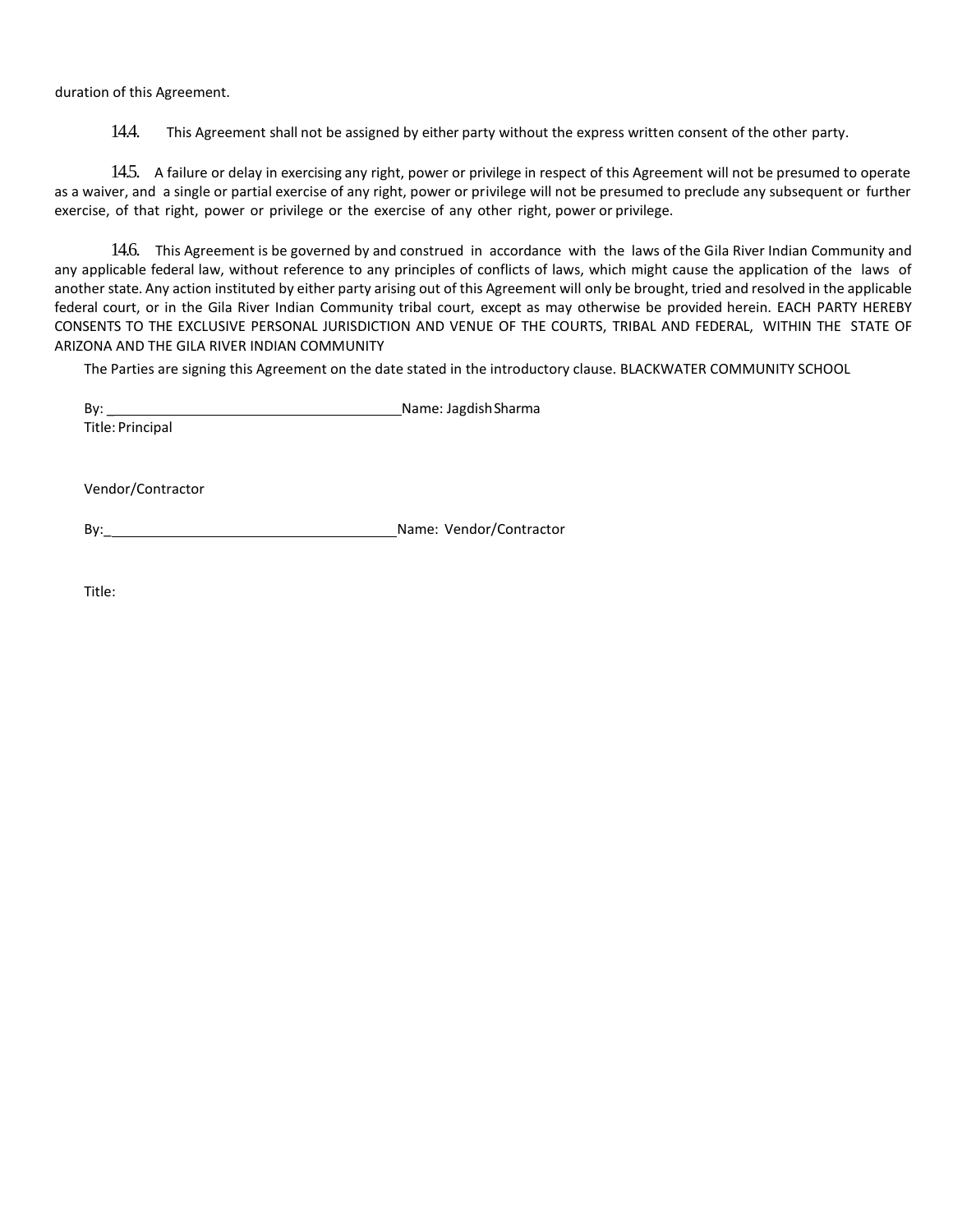duration of this Agreement.

14.4. This Agreement shall not be assigned by either party without the express written consent of the other party.

14.5. A failure or delay in exercising any right, power or privilege in respect of this Agreement will not be presumed to operate as a waiver, and a single or partial exercise of any right, power or privilege will not be presumed to preclude any subsequent or further exercise, of that right, power or privilege or the exercise of any other right, power or privilege.

14.6. This Agreement is be governed by and construed in accordance with the laws of the Gila River Indian Community and any applicable federal law, without reference to any principles of conflicts of laws, which might cause the application of the laws of another state. Any action instituted by either party arising out of this Agreement will only be brought, tried and resolved in the applicable federal court, or in the Gila River Indian Community tribal court, except as may otherwise be provided herein. EACH PARTY HEREBY CONSENTS TO THE EXCLUSIVE PERSONAL JURISDICTION AND VENUE OF THE COURTS, TRIBAL AND FEDERAL, WITHIN THE STATE OF ARIZONA AND THE GILA RIVER INDIAN COMMUNITY

The Parties are signing this Agreement on the date stated in the introductory clause. BLACKWATER COMMUNITY SCHOOL

By: ______________________________________ Name: Jagdish Sharma
Title: Principal

Vendor/Contractor

By: ______________________________________ Name: Vendor/Contractor

Title: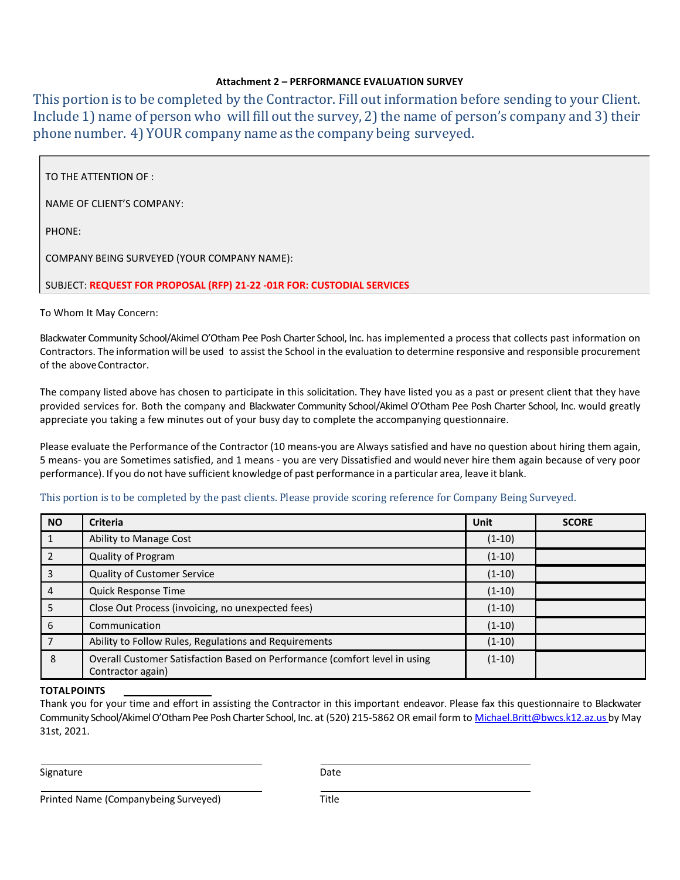**Attachment 2 – PERFORMANCE EVALUATION SURVEY**

This portion is to be completed by the Contractor. Fill out information before sending to your Client. Include 1) name of person who will fill out the survey, 2) the name of person's company and 3) their phone number. 4) YOUR company name as the company being surveyed.

TO THE ATTENTION OF :

NAME OF CLIENT'S COMPANY:

PHONE:

COMPANY BEING SURVEYED (YOUR COMPANY NAME):

SUBJECT: **REQUEST FOR PROPOSAL (RFP) 21-22 -01R FOR: CUSTODIAL SERVICES**

To Whom It May Concern:

Blackwater Community School/Akimel O'Otham Pee Posh Charter School, Inc. has implemented a process that collects past information on Contractors. The information will be used to assist the School in the evaluation to determine responsive and responsible procurement of the above Contractor.

The company listed above has chosen to participate in this solicitation. They have listed you as a past or present client that they have provided services for. Both the company and Blackwater Community School/Akimel O'Otham Pee Posh Charter School, Inc. would greatly appreciate you taking a few minutes out of your busy day to complete the accompanying questionnaire.

Please evaluate the Performance of the Contractor (10 means-you are Always satisfied and have no question about hiring them again, 5 means- you are Sometimes satisfied, and 1 means - you are very Dissatisfied and would never hire them again because of very poor performance). If you do not have sufficient knowledge of past performance in a particular area, leave it blank.

This portion is to be completed by the past clients. Please provide scoring reference for Company Being Surveyed.

| NO | Criteria | Unit | SCORE |
|---|---|---|---|
| 1 | Ability to Manage Cost | (1-10) | |
| 2 | Quality of Program | (1-10) | |
| 3 | Quality of Customer Service | (1-10) | |
| 4 | Quick Response Time | (1-10) | |
| 5 | Close Out Process (invoicing, no unexpected fees) | (1-10) | |
| 6 | Communication | (1-10) | |
| 7 | Ability to Follow Rules, Regulations and Requirements | (1-10) | |
| 8 | Overall Customer Satisfaction Based on Performance (comfort level in using Contractor again) | (1-10) | |

**TOTAL POINTS** ____________

Thank you for your time and effort in assisting the Contractor in this important endeavor. Please fax this questionnaire to Blackwater Community School/Akimel O'Otham Pee Posh Charter School, Inc. at (520) 215-5862 OR email form to Michael.Britt@bwcs.k12.az.us by May 31st, 2021.

______________________________ ______________________________

Signature Date

______________________________ ______________________________

Printed Name (Companybeing Surveyed) Title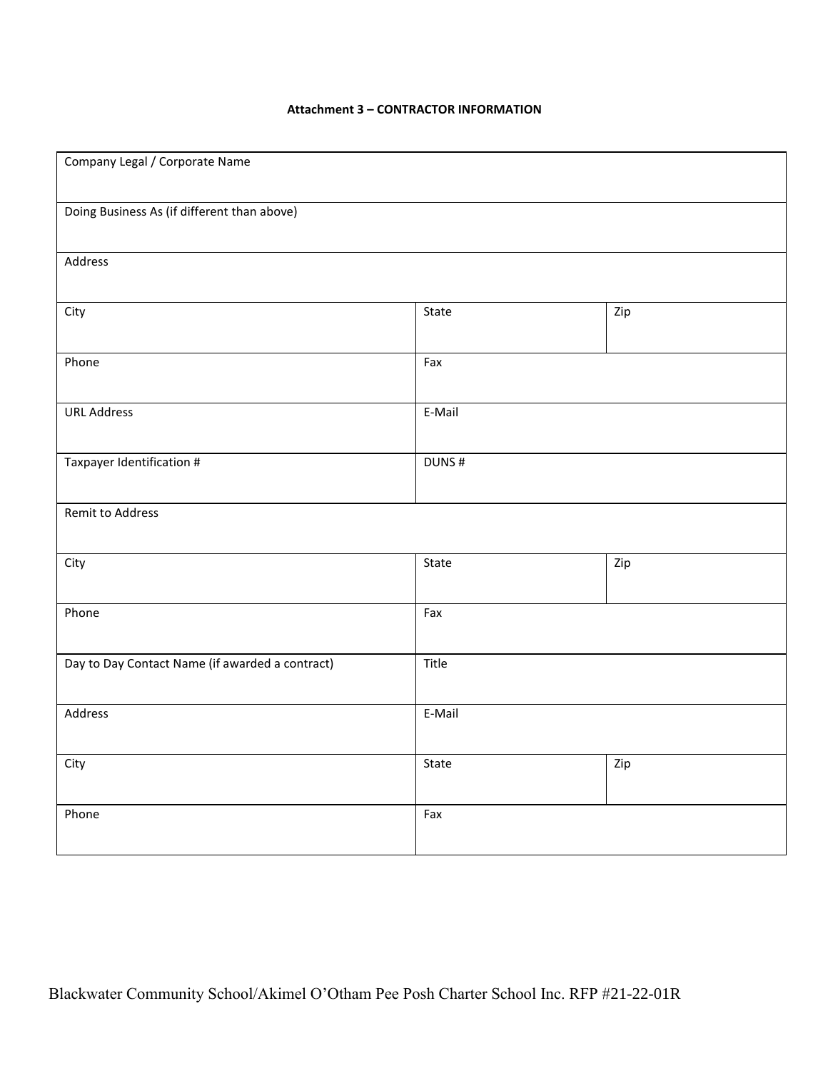**Attachment 3 – CONTRACTOR INFORMATION**

| Company Legal / Corporate Name | | |
|---|---|---|
| Doing Business As (if different than above) | | |
| Address | | |
| City | State | Zip |
| Phone | Fax | |
| URL Address | E-Mail | |
| Taxpayer Identification # | DUNS # | |
| Remit to Address | | |
| City | State | Zip |
| Phone | Fax | |
| Day to Day Contact Name (if awarded a contract) | Title | |
| Address | E-Mail | |
| City | State | Zip |
| Phone | Fax | |

Blackwater Community School/Akimel O'Otham Pee Posh Charter School Inc. RFP #21-22-01R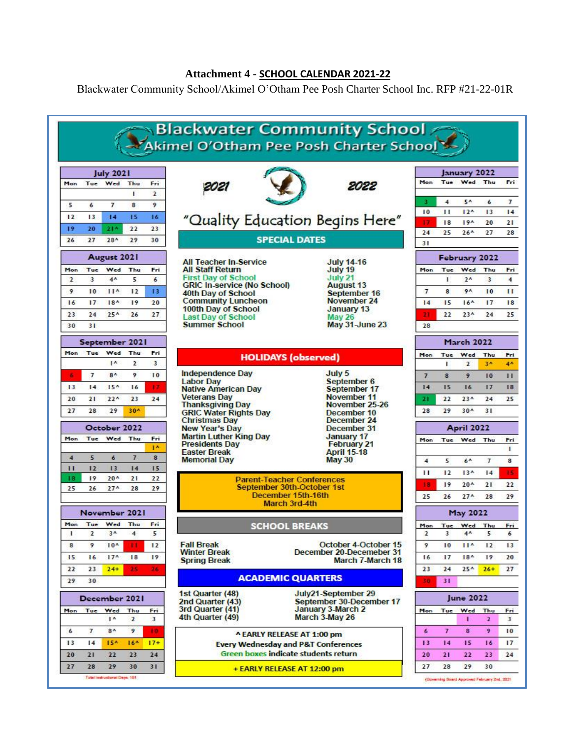**Attachment 4 - SCHOOL CALENDAR 2021-22**

Blackwater Community School/Akimel O'Otham Pee Posh Charter School Inc. RFP #21-22-01R

# Blackwater Community School
## Akimel O'Otham Pee Posh Charter School

2021 2022

"Quality Education Begins Here"

### July 2021

| Mon | Tue | Wed | Thu | Fri |
|---|---|---|---|---|
| | | | 1 | 2 |
| 5 | 6 | 7 | 8 | 9 |
| 12 | 13 | 14 | 15 | 16 |
| 19 | 20 | 21^ | 22 | 23 |
| 26 | 27 | 28^ | 29 | 30 |

### August 2021

| Mon | Tue | Wed | Thu | Fri |
|---|---|---|---|---|
| 2 | 3 | 4^ | 5 | 6 |
| 9 | 10 | 11^ | 12 | 13 |
| 16 | 17 | 18^ | 19 | 20 |
| 23 | 24 | 25^ | 26 | 27 |
| 30 | 31 | | | |

### September 2021

| Mon | Tue | Wed | Thu | Fri |
|---|---|---|---|---|
| | | 1^ | 2 | 3 |
| 6 | 7 | 8^ | 9 | 10 |
| 13 | 14 | 15^ | 16 | 17 |
| 20 | 21 | 22^ | 23 | 24 |
| 27 | 28 | 29 | 30^ | |

### October 2022

| Mon | Tue | Wed | Thu | Fri |
|---|---|---|---|---|
| | | | | 1^ |
| 4 | 5 | 6 | 7 | 8 |
| 11 | 12 | 13 | 14 | 15 |
| 18 | 19 | 20^ | 21 | 22 |
| 25 | 26 | 27^ | 28 | 29 |

### November 2021

| Mon | Tue | Wed | Thu | Fri |
|---|---|---|---|---|
| 1 | 2 | 3^ | 4 | 5 |
| 8 | 9 | 10^ | 11 | 12 |
| 15 | 16 | 17^ | 18 | 19 |
| 22 | 23 | 24+ | 25 | 26 |
| 29 | 30 | | | |

### December 2021

| Mon | Tue | Wed | Thu | Fri |
|---|---|---|---|---|
| | | 1^ | 2 | 3 |
| 6 | 7 | 8^ | 9 | 10 |
| 13 | 14 | 15^ | 16^ | 17+ |
| 20 | 21 | 22 | 23 | 24 |
| 27 | 28 | 29 | 30 | 31 |

Total Instructional Days: 181

### SPECIAL DATES

| | |
|---|---|
| All Teacher In-Service | July 14-16 |
| All Staff Return | July 19 |
| First Day of School | July 21 |
| GRIC In-service (No School) | August 13 |
| 40th Day of School | September 16 |
| Community Luncheon | November 24 |
| 100th Day of School | January 13 |
| Last Day of School | May 26 |
| Summer School | May 31-June 23 |

### HOLIDAYS (observed)

| | |
|---|---|
| Independence Day | July 5 |
| Labor Day | September 6 |
| Native American Day | September 17 |
| Veterans Day | November 11 |
| Thanksgiving Day | November 25-26 |
| GRIC Water Rights Day | December 10 |
| Christmas Day | December 24 |
| New Year's Day | December 31 |
| Martin Luther King Day | January 17 |
| Presidents Day | February 21 |
| Easter Break | April 15-18 |
| Memorial Day | May 30 |

**Parent-Teacher Conferences**
September 30th-October 1st
December 15th-16th
March 3rd-4th

### SCHOOL BREAKS

| | |
|---|---|
| Fall Break | October 4-October 15 |
| Winter Break | December 20-December 31 |
| Spring Break | March 7-March 18 |

### ACADEMIC QUARTERS

| | |
|---|---|
| 1st Quarter (48) | July21-September 29 |
| 2nd Quarter (43) | September 30-December 17 |
| 3rd Quarter (41) | January 3-March 2 |
| 4th Quarter (49) | March 3-May 26 |

^ EARLY RELEASE AT 1:00 pm
Every Wednesday and P&T Conferences
Green boxes indicate students return

+ EARLY RELEASE AT 12:00 pm

### January 2022

| Mon | Tue | Wed | Thu | Fri |
|---|---|---|---|---|
| 3 | 4 | 5^ | 6 | 7 |
| 10 | 11 | 12^ | 13 | 14 |
| 17 | 18 | 19^ | 20 | 21 |
| 24 | 25 | 26^ | 27 | 28 |
| 31 | | | | |

### February 2022

| Mon | Tue | Wed | Thu | Fri |
|---|---|---|---|---|
| | 1 | 2^ | 3 | 4 |
| 7 | 8 | 9^ | 10 | 11 |
| 14 | 15 | 16^ | 17 | 18 |
| 21 | 22 | 23^ | 24 | 25 |
| 28 | | | | |

### March 2022

| Mon | Tue | Wed | Thu | Fri |
|---|---|---|---|---|
| | 1 | 2 | 3^ | 4^ |
| 7 | 8 | 9 | 10 | 11 |
| 14 | 15 | 16 | 17 | 18 |
| 21 | 22 | 23^ | 24 | 25 |
| 28 | 29 | 30^ | 31 | |

### April 2022

| Mon | Tue | Wed | Thu | Fri |
|---|---|---|---|---|
| | | | | 1 |
| 4 | 5 | 6^ | 7 | 8 |
| 11 | 12 | 13^ | 14 | 15 |
| 18 | 19 | 20^ | 21 | 22 |
| 25 | 26 | 27^ | 28 | 29 |

### May 2022

| Mon | Tue | Wed | Thu | Fri |
|---|---|---|---|---|
| 2 | 3 | 4^ | 5 | 6 |
| 9 | 10 | 11^ | 12 | 13 |
| 16 | 17 | 18^ | 19 | 20 |
| 23 | 24 | 25^ | 26+ | 27 |
| 30 | 31 | | | |

### June 2022

| Mon | Tue | Wed | Thu | Fri |
|---|---|---|---|---|
| | | 1 | 2 | 3 |
| 6 | 7 | 8 | 9 | 10 |
| 13 | 14 | 15 | 16 | 17 |
| 20 | 21 | 22 | 23 | 24 |
| 27 | 28 | 29 | 30 | |

(Governing Board Approved February 2nd, 2021)